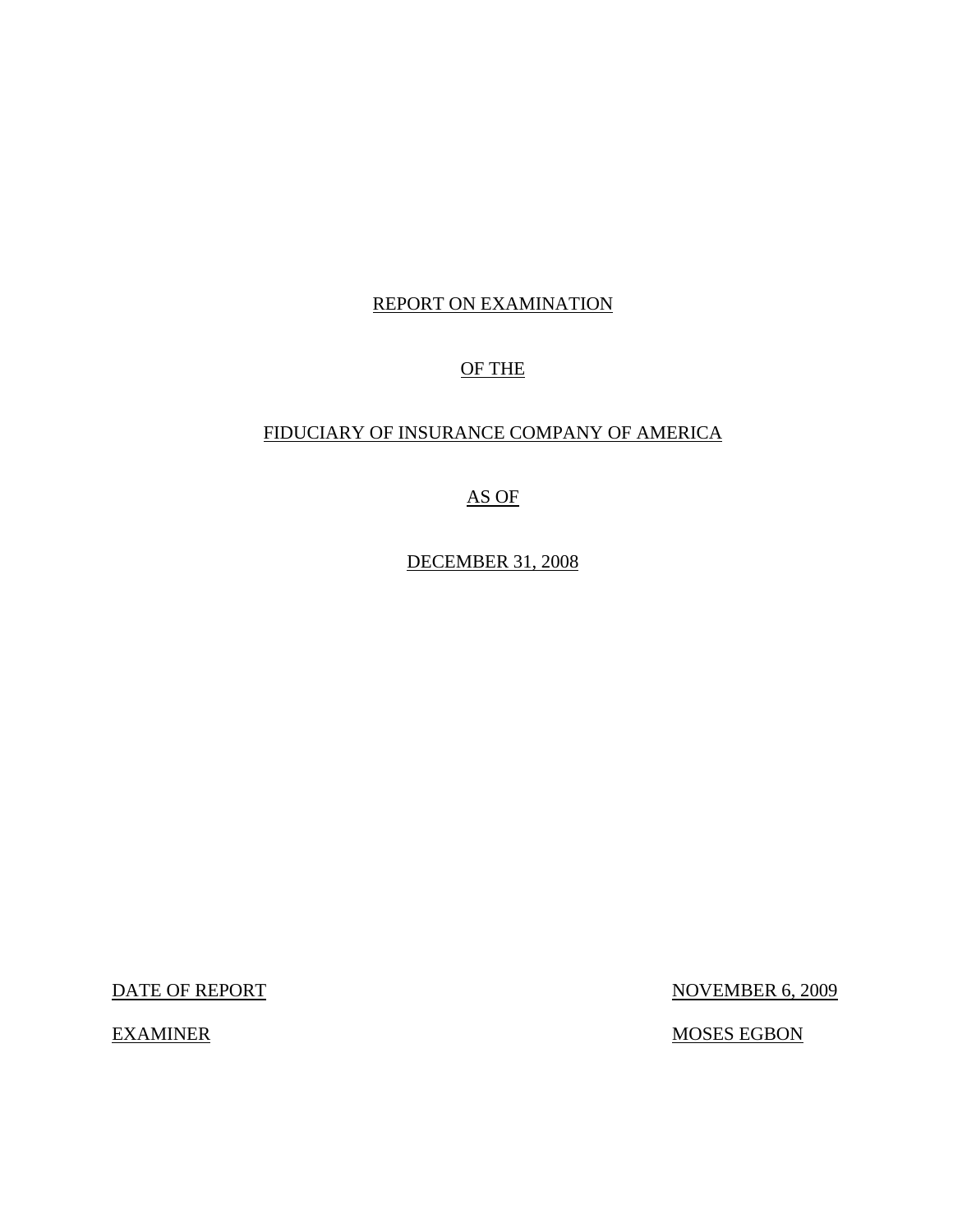# REPORT ON EXAMINATION

# OF THE

# FIDUCIARY OF INSURANCE COMPANY OF AMERICA

# AS OF

# DECEMBER 31, 2008

DATE OF REPORT NOVEMBER 6, 2009

EXAMINER MOSES EGBON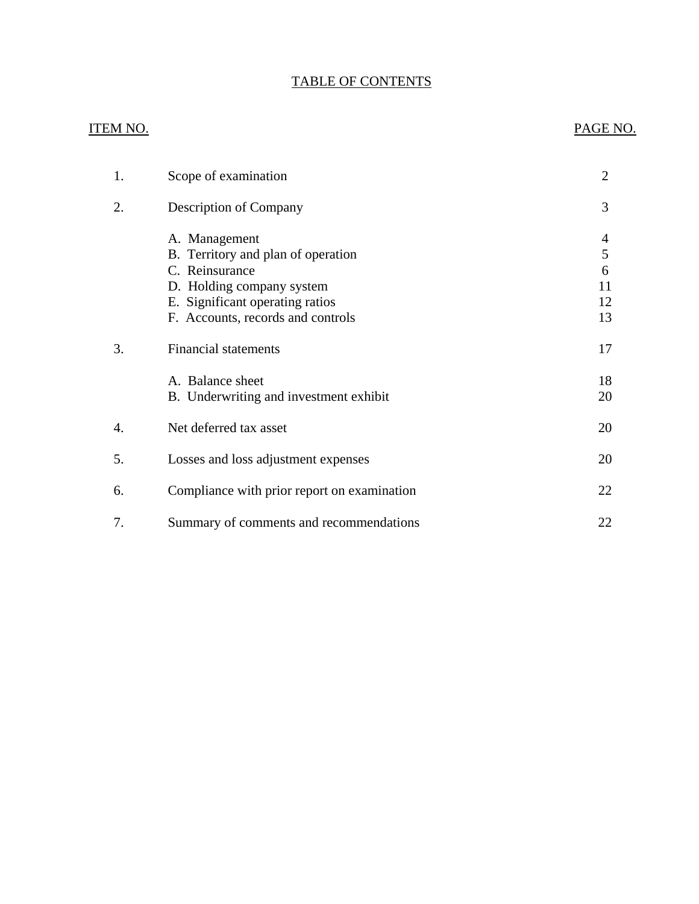# TABLE OF CONTENTS

| ITEM NO. | | PAGE NO. |
|---|---|---|
| 1. | Scope of examination | 2 |
| 2. | Description of Company | 3 |
| | A. Management | 4 |
| | B. Territory and plan of operation | 5 |
| | C. Reinsurance | 6 |
| | D. Holding company system | 11 |
| | E. Significant operating ratios | 12 |
| | F. Accounts, records and controls | 13 |
| 3. | Financial statements | 17 |
| | A. Balance sheet | 18 |
| | B. Underwriting and investment exhibit | 20 |
| 4. | Net deferred tax asset | 20 |
| 5. | Losses and loss adjustment expenses | 20 |
| 6. | Compliance with prior report on examination | 22 |
| 7. | Summary of comments and recommendations | 22 |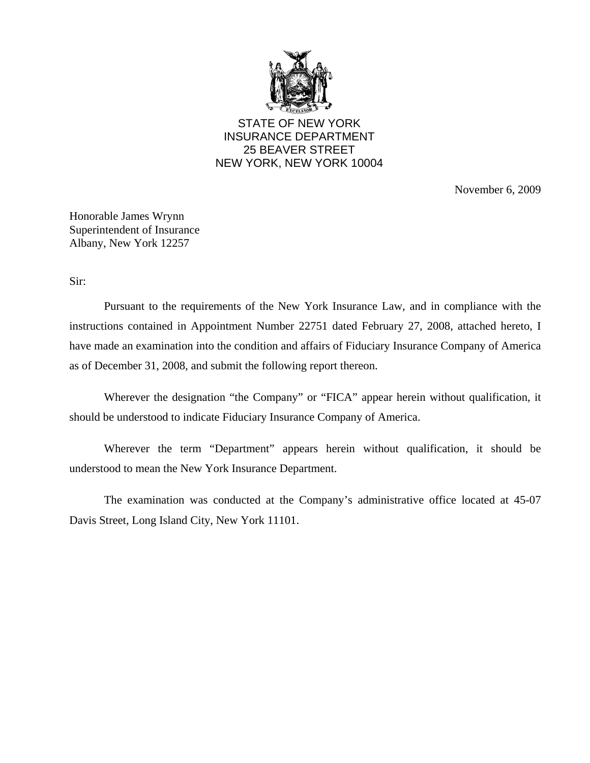STATE OF NEW YORK
INSURANCE DEPARTMENT
25 BEAVER STREET
NEW YORK, NEW YORK 10004

November 6, 2009

Honorable James Wrynn
Superintendent of Insurance
Albany, New York 12257

Sir:

Pursuant to the requirements of the New York Insurance Law, and in compliance with the instructions contained in Appointment Number 22751 dated February 27, 2008, attached hereto, I have made an examination into the condition and affairs of Fiduciary Insurance Company of America as of December 31, 2008, and submit the following report thereon.

Wherever the designation "the Company" or "FICA" appear herein without qualification, it should be understood to indicate Fiduciary Insurance Company of America.

Wherever the term "Department" appears herein without qualification, it should be understood to mean the New York Insurance Department.

The examination was conducted at the Company's administrative office located at 45-07 Davis Street, Long Island City, New York 11101.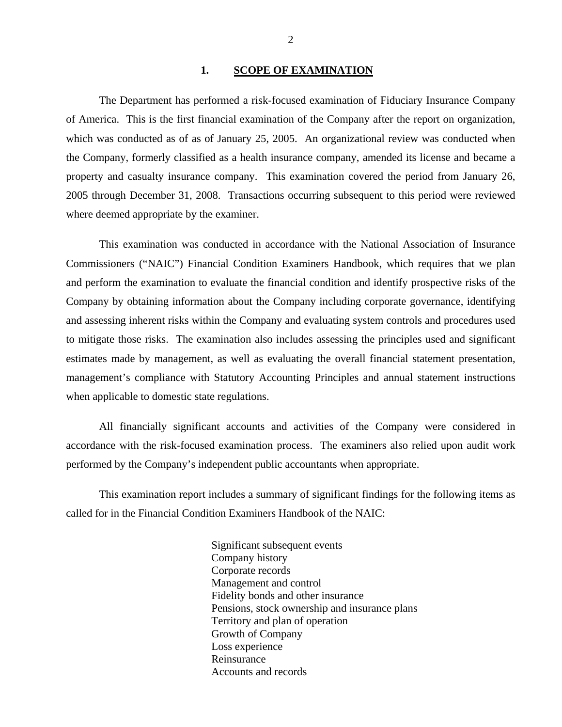## 1. SCOPE OF EXAMINATION

The Department has performed a risk-focused examination of Fiduciary Insurance Company of America. This is the first financial examination of the Company after the report on organization, which was conducted as of as of January 25, 2005. An organizational review was conducted when the Company, formerly classified as a health insurance company, amended its license and became a property and casualty insurance company. This examination covered the period from January 26, 2005 through December 31, 2008. Transactions occurring subsequent to this period were reviewed where deemed appropriate by the examiner.

This examination was conducted in accordance with the National Association of Insurance Commissioners ("NAIC") Financial Condition Examiners Handbook, which requires that we plan and perform the examination to evaluate the financial condition and identify prospective risks of the Company by obtaining information about the Company including corporate governance, identifying and assessing inherent risks within the Company and evaluating system controls and procedures used to mitigate those risks. The examination also includes assessing the principles used and significant estimates made by management, as well as evaluating the overall financial statement presentation, management's compliance with Statutory Accounting Principles and annual statement instructions when applicable to domestic state regulations.

All financially significant accounts and activities of the Company were considered in accordance with the risk-focused examination process. The examiners also relied upon audit work performed by the Company's independent public accountants when appropriate.

This examination report includes a summary of significant findings for the following items as called for in the Financial Condition Examiners Handbook of the NAIC:

Significant subsequent events
Company history
Corporate records
Management and control
Fidelity bonds and other insurance
Pensions, stock ownership and insurance plans
Territory and plan of operation
Growth of Company
Loss experience
Reinsurance
Accounts and records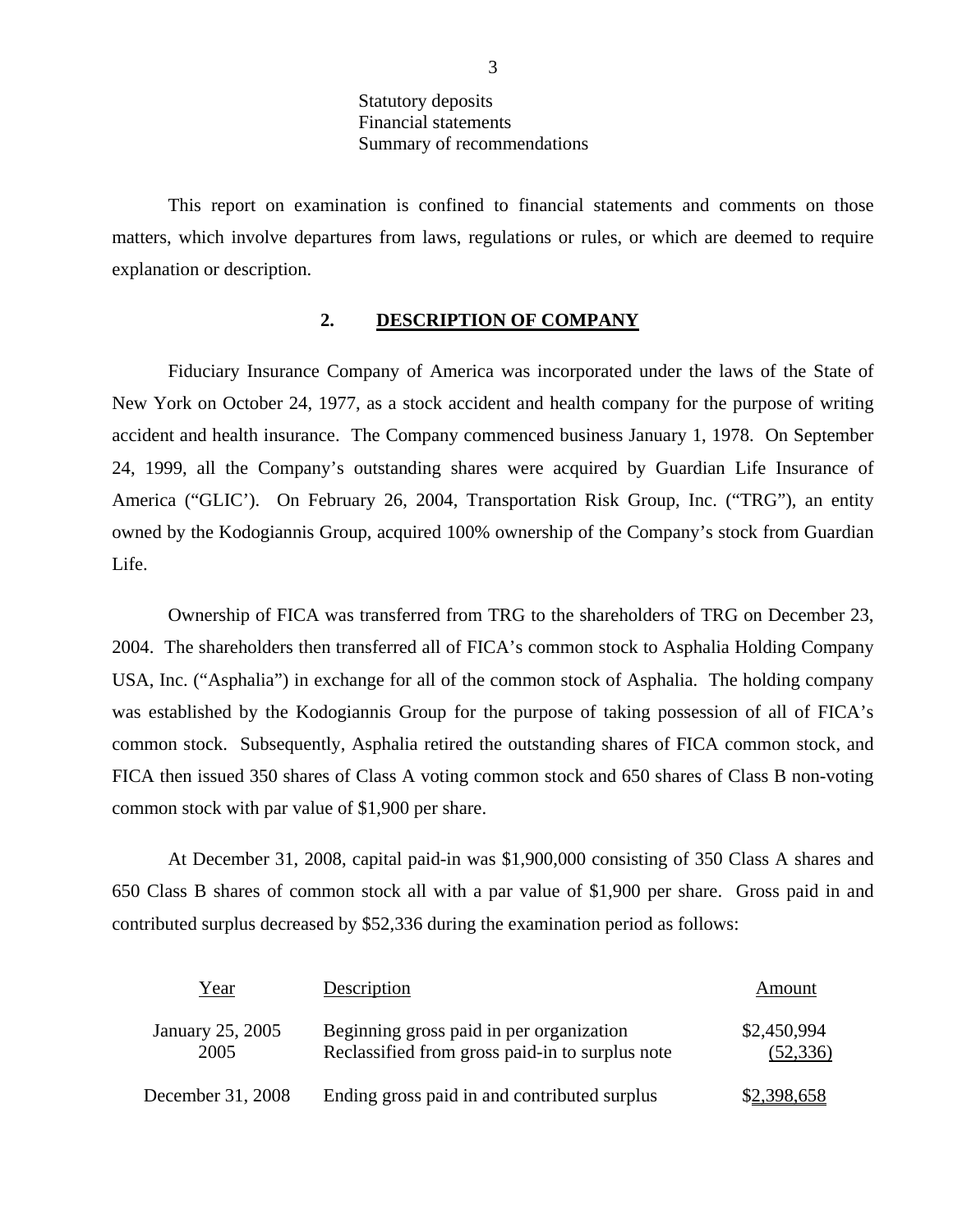Statutory deposits
Financial statements
Summary of recommendations

This report on examination is confined to financial statements and comments on those matters, which involve departures from laws, regulations or rules, or which are deemed to require explanation or description.

## 2. DESCRIPTION OF COMPANY

Fiduciary Insurance Company of America was incorporated under the laws of the State of New York on October 24, 1977, as a stock accident and health company for the purpose of writing accident and health insurance. The Company commenced business January 1, 1978. On September 24, 1999, all the Company's outstanding shares were acquired by Guardian Life Insurance of America ("GLIC'). On February 26, 2004, Transportation Risk Group, Inc. ("TRG"), an entity owned by the Kodogiannis Group, acquired 100% ownership of the Company's stock from Guardian Life.

Ownership of FICA was transferred from TRG to the shareholders of TRG on December 23, 2004. The shareholders then transferred all of FICA's common stock to Asphalia Holding Company USA, Inc. ("Asphalia") in exchange for all of the common stock of Asphalia. The holding company was established by the Kodogiannis Group for the purpose of taking possession of all of FICA's common stock. Subsequently, Asphalia retired the outstanding shares of FICA common stock, and FICA then issued 350 shares of Class A voting common stock and 650 shares of Class B non-voting common stock with par value of $1,900 per share.

At December 31, 2008, capital paid-in was $1,900,000 consisting of 350 Class A shares and 650 Class B shares of common stock all with a par value of $1,900 per share. Gross paid in and contributed surplus decreased by $52,336 during the examination period as follows:

| Year | Description | Amount |
|---|---|---|
| January 25, 2005 | Beginning gross paid in per organization | $2,450,994 |
| 2005 | Reclassified from gross paid-in to surplus note | (52,336) |
| December 31, 2008 | Ending gross paid in and contributed surplus | $2,398,658 |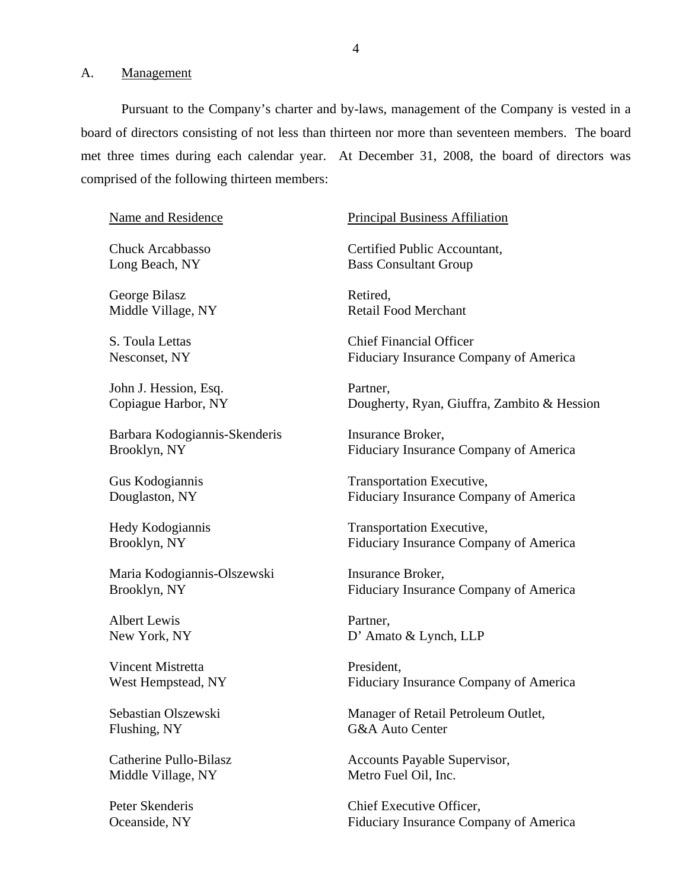## A. Management

Pursuant to the Company's charter and by-laws, management of the Company is vested in a board of directors consisting of not less than thirteen nor more than seventeen members. The board met three times during each calendar year. At December 31, 2008, the board of directors was comprised of the following thirteen members:

| Name and Residence | Principal Business Affiliation |
|---|---|
| Chuck Arcabbasso<br>Long Beach, NY | Certified Public Accountant,<br>Bass Consultant Group |
| George Bilasz<br>Middle Village, NY | Retired,<br>Retail Food Merchant |
| S. Toula Lettas<br>Nesconset, NY | Chief Financial Officer<br>Fiduciary Insurance Company of America |
| John J. Hession, Esq.<br>Copiague Harbor, NY | Partner,<br>Dougherty, Ryan, Giuffra, Zambito & Hession |
| Barbara Kodogiannis-Skenderis<br>Brooklyn, NY | Insurance Broker,<br>Fiduciary Insurance Company of America |
| Gus Kodogiannis<br>Douglaston, NY | Transportation Executive,<br>Fiduciary Insurance Company of America |
| Hedy Kodogiannis<br>Brooklyn, NY | Transportation Executive,<br>Fiduciary Insurance Company of America |
| Maria Kodogiannis-Olszewski<br>Brooklyn, NY | Insurance Broker,<br>Fiduciary Insurance Company of America |
| Albert Lewis<br>New York, NY | Partner,<br>D' Amato & Lynch, LLP |
| Vincent Mistretta<br>West Hempstead, NY | President,<br>Fiduciary Insurance Company of America |
| Sebastian Olszewski<br>Flushing, NY | Manager of Retail Petroleum Outlet,<br>G&A Auto Center |
| Catherine Pullo-Bilasz<br>Middle Village, NY | Accounts Payable Supervisor,<br>Metro Fuel Oil, Inc. |
| Peter Skenderis<br>Oceanside, NY | Chief Executive Officer,<br>Fiduciary Insurance Company of America |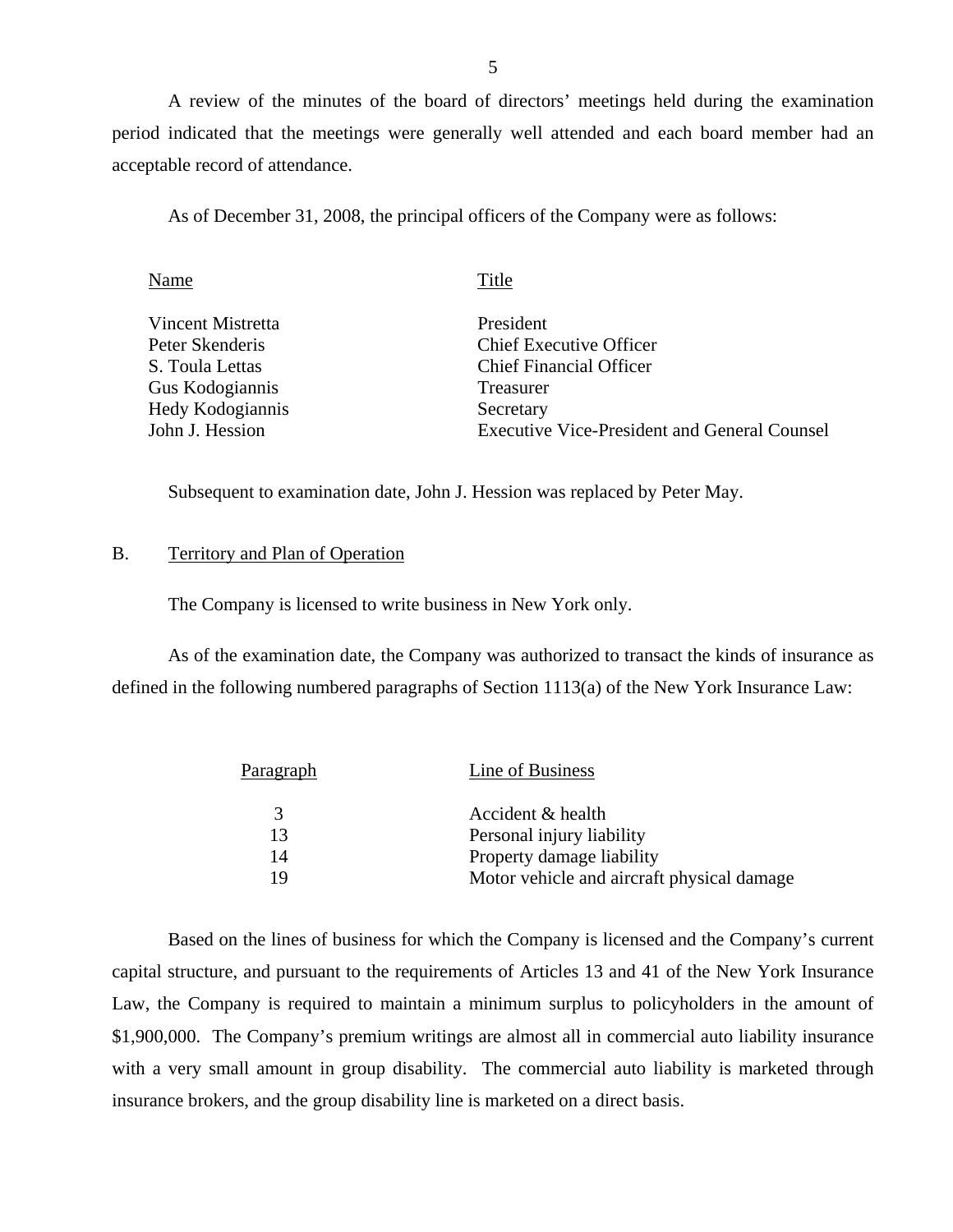A review of the minutes of the board of directors' meetings held during the examination period indicated that the meetings were generally well attended and each board member had an acceptable record of attendance.

As of December 31, 2008, the principal officers of the Company were as follows:

| Name | Title |
|---|---|
| Vincent Mistretta | President |
| Peter Skenderis | Chief Executive Officer |
| S. Toula Lettas | Chief Financial Officer |
| Gus Kodogiannis | Treasurer |
| Hedy Kodogiannis | Secretary |
| John J. Hession | Executive Vice-President and General Counsel |

Subsequent to examination date, John J. Hession was replaced by Peter May.

## B. Territory and Plan of Operation

The Company is licensed to write business in New York only.

As of the examination date, the Company was authorized to transact the kinds of insurance as defined in the following numbered paragraphs of Section 1113(a) of the New York Insurance Law:

| Paragraph | Line of Business |
|---|---|
| 3 | Accident & health |
| 13 | Personal injury liability |
| 14 | Property damage liability |
| 19 | Motor vehicle and aircraft physical damage |

Based on the lines of business for which the Company is licensed and the Company's current capital structure, and pursuant to the requirements of Articles 13 and 41 of the New York Insurance Law, the Company is required to maintain a minimum surplus to policyholders in the amount of $1,900,000. The Company's premium writings are almost all in commercial auto liability insurance with a very small amount in group disability. The commercial auto liability is marketed through insurance brokers, and the group disability line is marketed on a direct basis.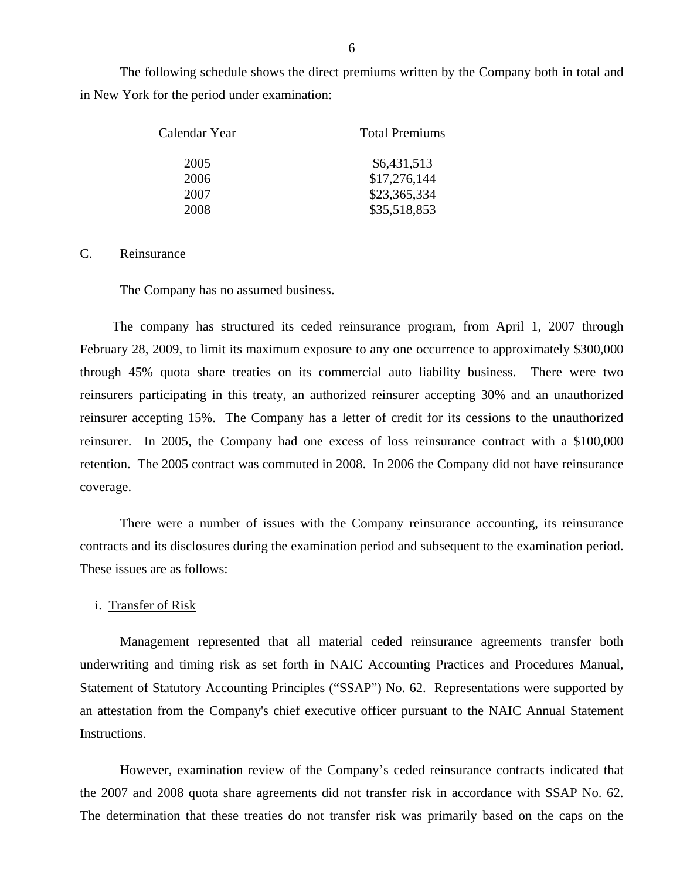The following schedule shows the direct premiums written by the Company both in total and in New York for the period under examination:

| Calendar Year | Total Premiums |
|---|---|
| 2005 | $6,431,513 |
| 2006 | $17,276,144 |
| 2007 | $23,365,334 |
| 2008 | $35,518,853 |

C. Reinsurance

The Company has no assumed business.

The company has structured its ceded reinsurance program, from April 1, 2007 through February 28, 2009, to limit its maximum exposure to any one occurrence to approximately $300,000 through 45% quota share treaties on its commercial auto liability business. There were two reinsurers participating in this treaty, an authorized reinsurer accepting 30% and an unauthorized reinsurer accepting 15%. The Company has a letter of credit for its cessions to the unauthorized reinsurer. In 2005, the Company had one excess of loss reinsurance contract with a $100,000 retention. The 2005 contract was commuted in 2008. In 2006 the Company did not have reinsurance coverage.

There were a number of issues with the Company reinsurance accounting, its reinsurance contracts and its disclosures during the examination period and subsequent to the examination period. These issues are as follows:

i. Transfer of Risk

Management represented that all material ceded reinsurance agreements transfer both underwriting and timing risk as set forth in NAIC Accounting Practices and Procedures Manual, Statement of Statutory Accounting Principles ("SSAP") No. 62. Representations were supported by an attestation from the Company's chief executive officer pursuant to the NAIC Annual Statement Instructions.

However, examination review of the Company's ceded reinsurance contracts indicated that the 2007 and 2008 quota share agreements did not transfer risk in accordance with SSAP No. 62. The determination that these treaties do not transfer risk was primarily based on the caps on the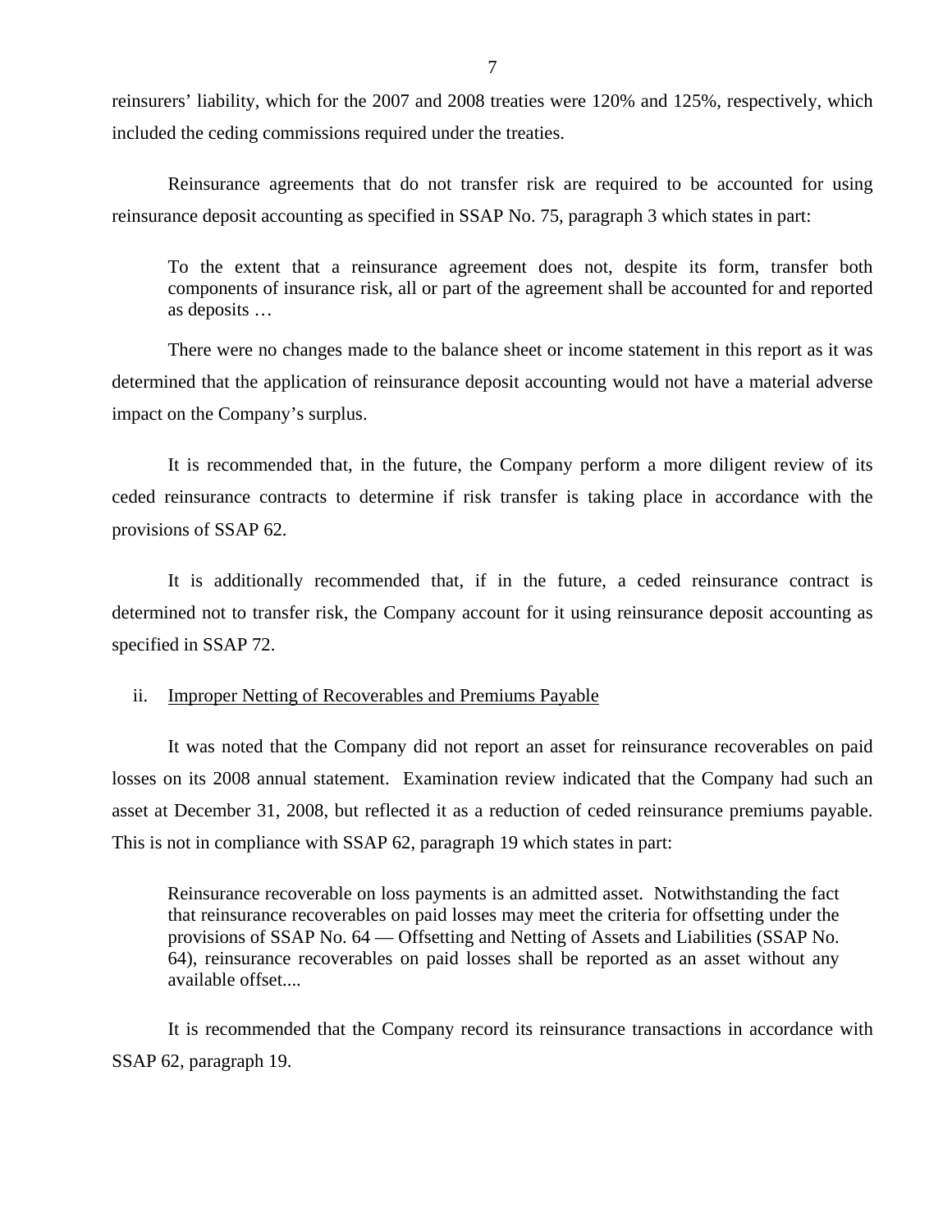reinsurers' liability, which for the 2007 and 2008 treaties were 120% and 125%, respectively, which included the ceding commissions required under the treaties.

Reinsurance agreements that do not transfer risk are required to be accounted for using reinsurance deposit accounting as specified in SSAP No. 75, paragraph 3 which states in part:

> To the extent that a reinsurance agreement does not, despite its form, transfer both components of insurance risk, all or part of the agreement shall be accounted for and reported as deposits …

There were no changes made to the balance sheet or income statement in this report as it was determined that the application of reinsurance deposit accounting would not have a material adverse impact on the Company's surplus.

It is recommended that, in the future, the Company perform a more diligent review of its ceded reinsurance contracts to determine if risk transfer is taking place in accordance with the provisions of SSAP 62.

It is additionally recommended that, if in the future, a ceded reinsurance contract is determined not to transfer risk, the Company account for it using reinsurance deposit accounting as specified in SSAP 72.

ii. <u>Improper Netting of Recoverables and Premiums Payable</u>

It was noted that the Company did not report an asset for reinsurance recoverables on paid losses on its 2008 annual statement. Examination review indicated that the Company had such an asset at December 31, 2008, but reflected it as a reduction of ceded reinsurance premiums payable. This is not in compliance with SSAP 62, paragraph 19 which states in part:

> Reinsurance recoverable on loss payments is an admitted asset. Notwithstanding the fact that reinsurance recoverables on paid losses may meet the criteria for offsetting under the provisions of SSAP No. 64 — Offsetting and Netting of Assets and Liabilities (SSAP No. 64), reinsurance recoverables on paid losses shall be reported as an asset without any available offset....

It is recommended that the Company record its reinsurance transactions in accordance with SSAP 62, paragraph 19.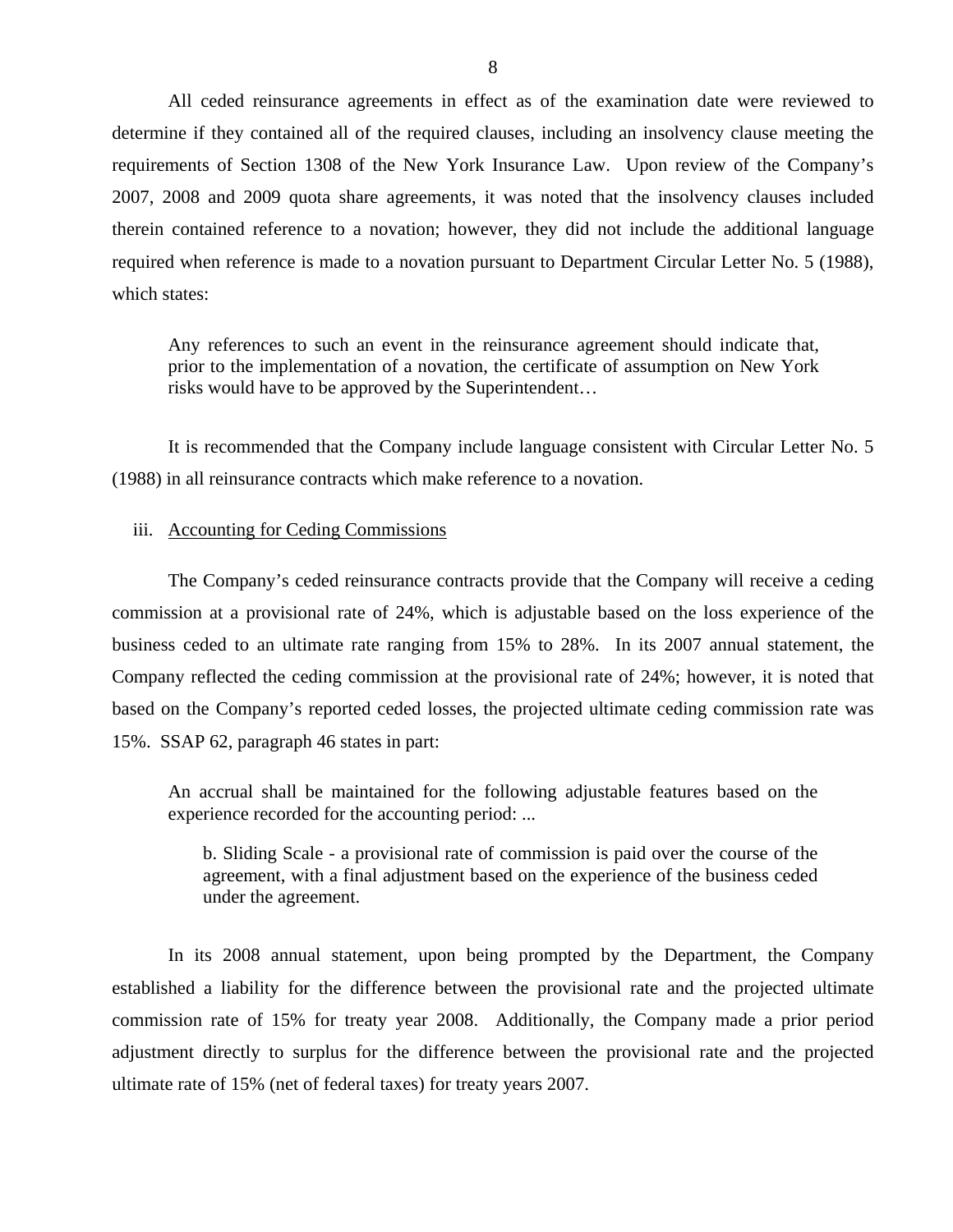All ceded reinsurance agreements in effect as of the examination date were reviewed to determine if they contained all of the required clauses, including an insolvency clause meeting the requirements of Section 1308 of the New York Insurance Law. Upon review of the Company's 2007, 2008 and 2009 quota share agreements, it was noted that the insolvency clauses included therein contained reference to a novation; however, they did not include the additional language required when reference is made to a novation pursuant to Department Circular Letter No. 5 (1988), which states:

> Any references to such an event in the reinsurance agreement should indicate that, prior to the implementation of a novation, the certificate of assumption on New York risks would have to be approved by the Superintendent…

It is recommended that the Company include language consistent with Circular Letter No. 5 (1988) in all reinsurance contracts which make reference to a novation.

iii. <u>Accounting for Ceding Commissions</u>

The Company's ceded reinsurance contracts provide that the Company will receive a ceding commission at a provisional rate of 24%, which is adjustable based on the loss experience of the business ceded to an ultimate rate ranging from 15% to 28%. In its 2007 annual statement, the Company reflected the ceding commission at the provisional rate of 24%; however, it is noted that based on the Company's reported ceded losses, the projected ultimate ceding commission rate was 15%. SSAP 62, paragraph 46 states in part:

> An accrual shall be maintained for the following adjustable features based on the experience recorded for the accounting period: ...
>
> > b. Sliding Scale - a provisional rate of commission is paid over the course of the agreement, with a final adjustment based on the experience of the business ceded under the agreement.

In its 2008 annual statement, upon being prompted by the Department, the Company established a liability for the difference between the provisional rate and the projected ultimate commission rate of 15% for treaty year 2008. Additionally, the Company made a prior period adjustment directly to surplus for the difference between the provisional rate and the projected ultimate rate of 15% (net of federal taxes) for treaty years 2007.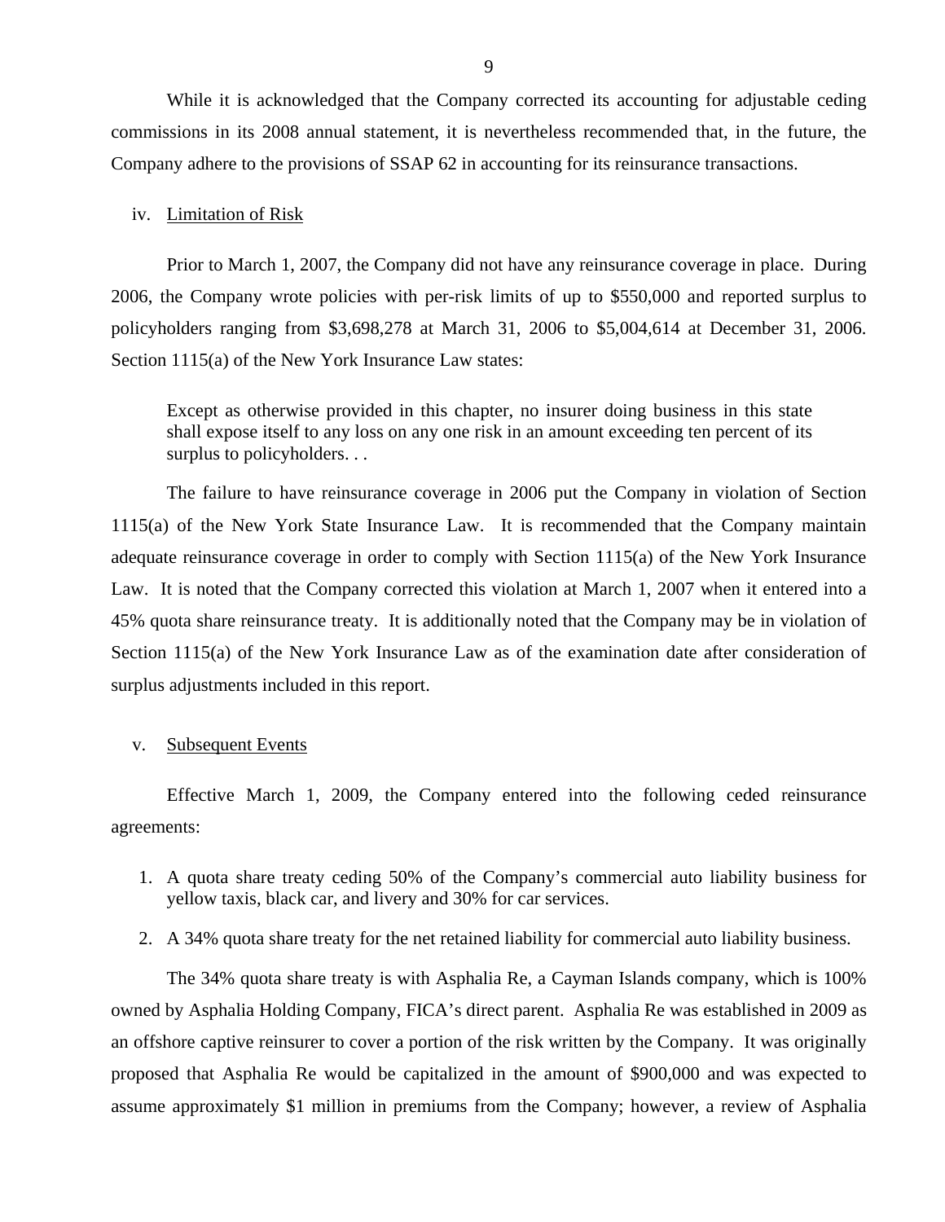While it is acknowledged that the Company corrected its accounting for adjustable ceding commissions in its 2008 annual statement, it is nevertheless recommended that, in the future, the Company adhere to the provisions of SSAP 62 in accounting for its reinsurance transactions.

iv. Limitation of Risk

Prior to March 1, 2007, the Company did not have any reinsurance coverage in place. During 2006, the Company wrote policies with per-risk limits of up to $550,000 and reported surplus to policyholders ranging from $3,698,278 at March 31, 2006 to $5,004,614 at December 31, 2006. Section 1115(a) of the New York Insurance Law states:

> Except as otherwise provided in this chapter, no insurer doing business in this state shall expose itself to any loss on any one risk in an amount exceeding ten percent of its surplus to policyholders. . .

The failure to have reinsurance coverage in 2006 put the Company in violation of Section 1115(a) of the New York State Insurance Law. It is recommended that the Company maintain adequate reinsurance coverage in order to comply with Section 1115(a) of the New York Insurance Law. It is noted that the Company corrected this violation at March 1, 2007 when it entered into a 45% quota share reinsurance treaty. It is additionally noted that the Company may be in violation of Section 1115(a) of the New York Insurance Law as of the examination date after consideration of surplus adjustments included in this report.

v. Subsequent Events

Effective March 1, 2009, the Company entered into the following ceded reinsurance agreements:

1. A quota share treaty ceding 50% of the Company's commercial auto liability business for yellow taxis, black car, and livery and 30% for car services.
2. A 34% quota share treaty for the net retained liability for commercial auto liability business.

The 34% quota share treaty is with Asphalia Re, a Cayman Islands company, which is 100% owned by Asphalia Holding Company, FICA's direct parent. Asphalia Re was established in 2009 as an offshore captive reinsurer to cover a portion of the risk written by the Company. It was originally proposed that Asphalia Re would be capitalized in the amount of $900,000 and was expected to assume approximately $1 million in premiums from the Company; however, a review of Asphalia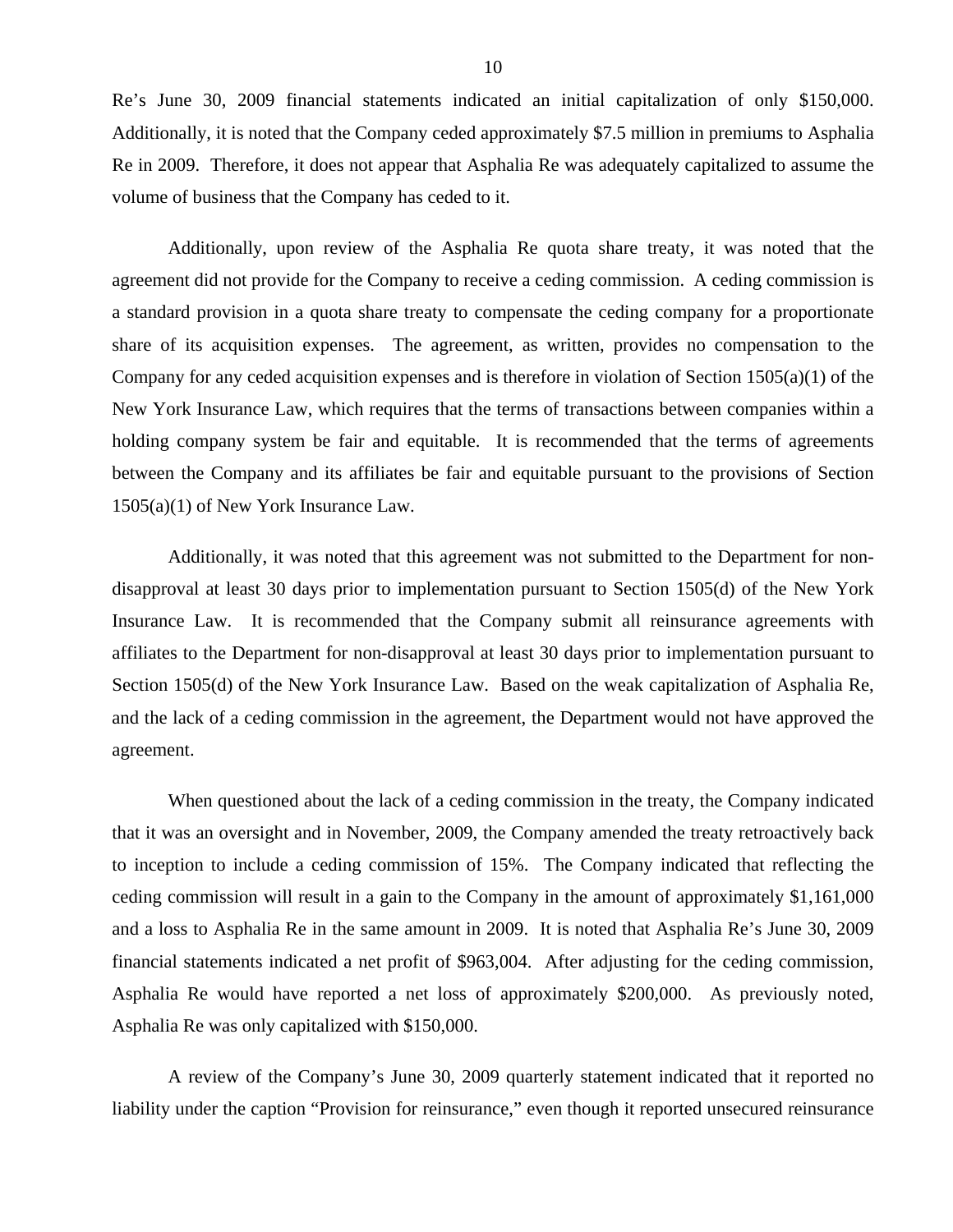Re's June 30, 2009 financial statements indicated an initial capitalization of only $150,000. Additionally, it is noted that the Company ceded approximately $7.5 million in premiums to Asphalia Re in 2009. Therefore, it does not appear that Asphalia Re was adequately capitalized to assume the volume of business that the Company has ceded to it.

Additionally, upon review of the Asphalia Re quota share treaty, it was noted that the agreement did not provide for the Company to receive a ceding commission. A ceding commission is a standard provision in a quota share treaty to compensate the ceding company for a proportionate share of its acquisition expenses. The agreement, as written, provides no compensation to the Company for any ceded acquisition expenses and is therefore in violation of Section 1505(a)(1) of the New York Insurance Law, which requires that the terms of transactions between companies within a holding company system be fair and equitable. It is recommended that the terms of agreements between the Company and its affiliates be fair and equitable pursuant to the provisions of Section 1505(a)(1) of New York Insurance Law.

Additionally, it was noted that this agreement was not submitted to the Department for non-disapproval at least 30 days prior to implementation pursuant to Section 1505(d) of the New York Insurance Law. It is recommended that the Company submit all reinsurance agreements with affiliates to the Department for non-disapproval at least 30 days prior to implementation pursuant to Section 1505(d) of the New York Insurance Law. Based on the weak capitalization of Asphalia Re, and the lack of a ceding commission in the agreement, the Department would not have approved the agreement.

When questioned about the lack of a ceding commission in the treaty, the Company indicated that it was an oversight and in November, 2009, the Company amended the treaty retroactively back to inception to include a ceding commission of 15%. The Company indicated that reflecting the ceding commission will result in a gain to the Company in the amount of approximately $1,161,000 and a loss to Asphalia Re in the same amount in 2009. It is noted that Asphalia Re's June 30, 2009 financial statements indicated a net profit of $963,004. After adjusting for the ceding commission, Asphalia Re would have reported a net loss of approximately $200,000. As previously noted, Asphalia Re was only capitalized with $150,000.

A review of the Company's June 30, 2009 quarterly statement indicated that it reported no liability under the caption "Provision for reinsurance," even though it reported unsecured reinsurance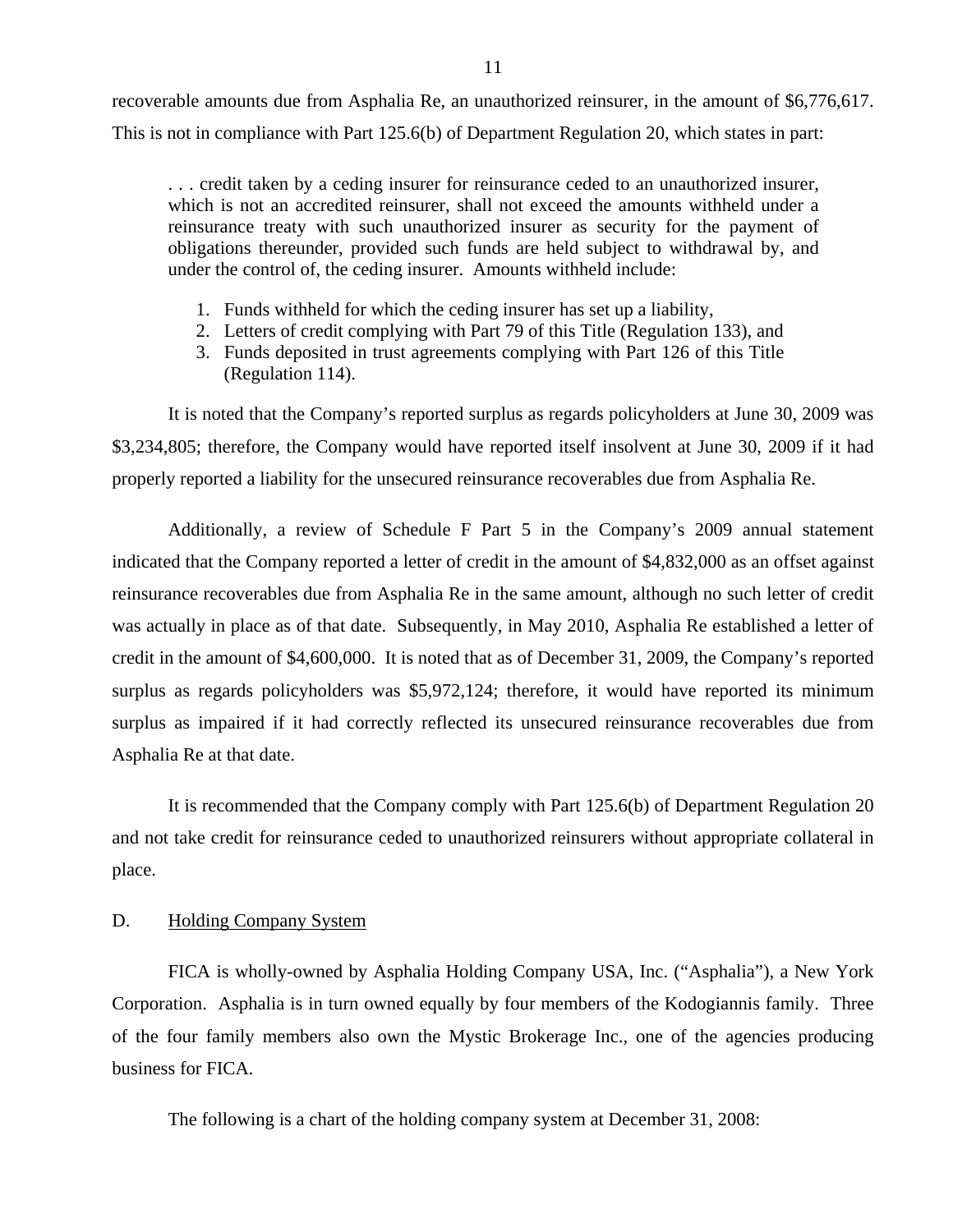recoverable amounts due from Asphalia Re, an unauthorized reinsurer, in the amount of $6,776,617. This is not in compliance with Part 125.6(b) of Department Regulation 20, which states in part:

> . . . credit taken by a ceding insurer for reinsurance ceded to an unauthorized insurer, which is not an accredited reinsurer, shall not exceed the amounts withheld under a reinsurance treaty with such unauthorized insurer as security for the payment of obligations thereunder, provided such funds are held subject to withdrawal by, and under the control of, the ceding insurer. Amounts withheld include:
>
> 1. Funds withheld for which the ceding insurer has set up a liability,
> 2. Letters of credit complying with Part 79 of this Title (Regulation 133), and
> 3. Funds deposited in trust agreements complying with Part 126 of this Title (Regulation 114).

It is noted that the Company's reported surplus as regards policyholders at June 30, 2009 was $3,234,805; therefore, the Company would have reported itself insolvent at June 30, 2009 if it had properly reported a liability for the unsecured reinsurance recoverables due from Asphalia Re.

Additionally, a review of Schedule F Part 5 in the Company's 2009 annual statement indicated that the Company reported a letter of credit in the amount of $4,832,000 as an offset against reinsurance recoverables due from Asphalia Re in the same amount, although no such letter of credit was actually in place as of that date. Subsequently, in May 2010, Asphalia Re established a letter of credit in the amount of $4,600,000. It is noted that as of December 31, 2009, the Company's reported surplus as regards policyholders was $5,972,124; therefore, it would have reported its minimum surplus as impaired if it had correctly reflected its unsecured reinsurance recoverables due from Asphalia Re at that date.

It is recommended that the Company comply with Part 125.6(b) of Department Regulation 20 and not take credit for reinsurance ceded to unauthorized reinsurers without appropriate collateral in place.

## D. Holding Company System

FICA is wholly-owned by Asphalia Holding Company USA, Inc. ("Asphalia"), a New York Corporation. Asphalia is in turn owned equally by four members of the Kodogiannis family. Three of the four family members also own the Mystic Brokerage Inc., one of the agencies producing business for FICA.

The following is a chart of the holding company system at December 31, 2008: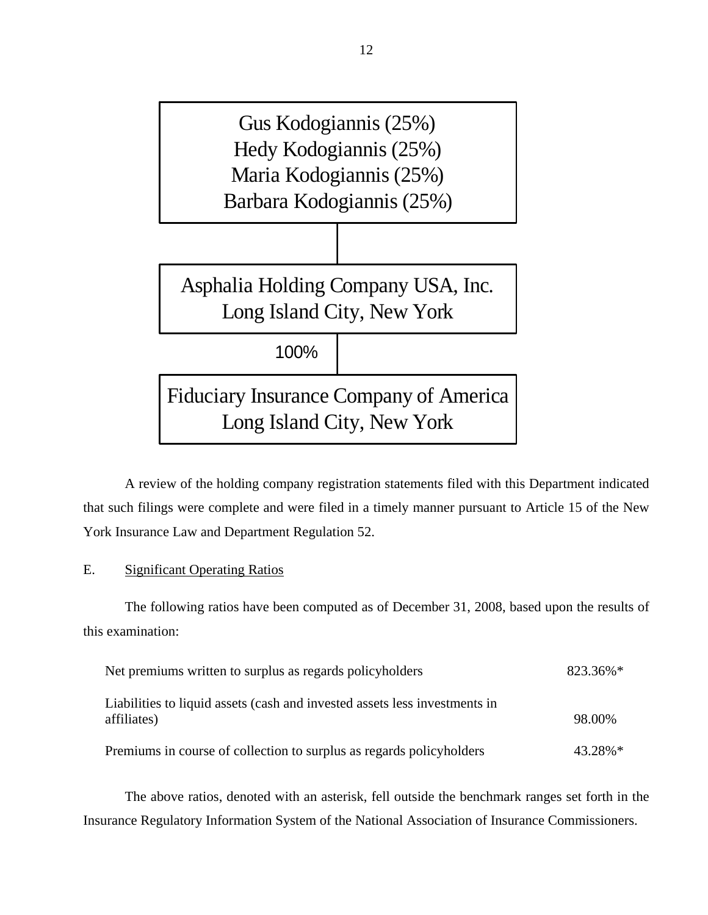Gus Kodogiannis (25%)
Hedy Kodogiannis (25%)
Maria Kodogiannis (25%)
Barbara Kodogiannis (25%)

Asphalia Holding Company USA, Inc.
Long Island City, New York

100%

Fiduciary Insurance Company of America
Long Island City, New York

A review of the holding company registration statements filed with this Department indicated that such filings were complete and were filed in a timely manner pursuant to Article 15 of the New York Insurance Law and Department Regulation 52.

E. Significant Operating Ratios

The following ratios have been computed as of December 31, 2008, based upon the results of this examination:

| | |
|---|---|
| Net premiums written to surplus as regards policyholders | 823.36%* |
| Liabilities to liquid assets (cash and invested assets less investments in affiliates) | 98.00% |
| Premiums in course of collection to surplus as regards policyholders | 43.28%* |

The above ratios, denoted with an asterisk, fell outside the benchmark ranges set forth in the Insurance Regulatory Information System of the National Association of Insurance Commissioners.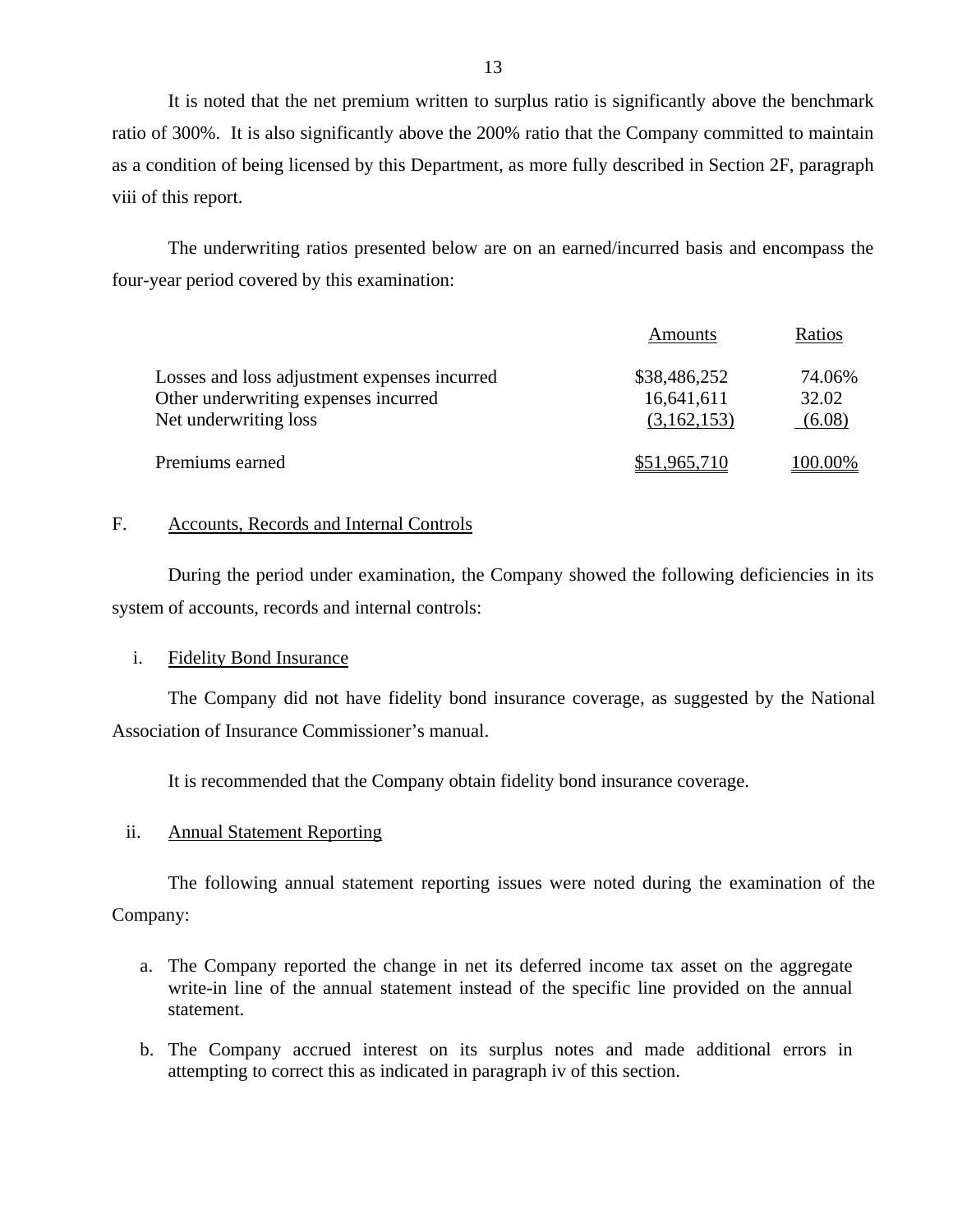It is noted that the net premium written to surplus ratio is significantly above the benchmark ratio of 300%. It is also significantly above the 200% ratio that the Company committed to maintain as a condition of being licensed by this Department, as more fully described in Section 2F, paragraph viii of this report.

The underwriting ratios presented below are on an earned/incurred basis and encompass the four-year period covered by this examination:

| | Amounts | Ratios |
|---|---|---|
| Losses and loss adjustment expenses incurred | $38,486,252 | 74.06% |
| Other underwriting expenses incurred | 16,641,611 | 32.02 |
| Net underwriting loss | (3,162,153) | (6.08) |
| Premiums earned | $51,965,710 | 100.00% |

F. Accounts, Records and Internal Controls

During the period under examination, the Company showed the following deficiencies in its system of accounts, records and internal controls:

i. Fidelity Bond Insurance

The Company did not have fidelity bond insurance coverage, as suggested by the National Association of Insurance Commissioner's manual.

It is recommended that the Company obtain fidelity bond insurance coverage.

ii. Annual Statement Reporting

The following annual statement reporting issues were noted during the examination of the Company:

a. The Company reported the change in net its deferred income tax asset on the aggregate write-in line of the annual statement instead of the specific line provided on the annual statement.

b. The Company accrued interest on its surplus notes and made additional errors in attempting to correct this as indicated in paragraph iv of this section.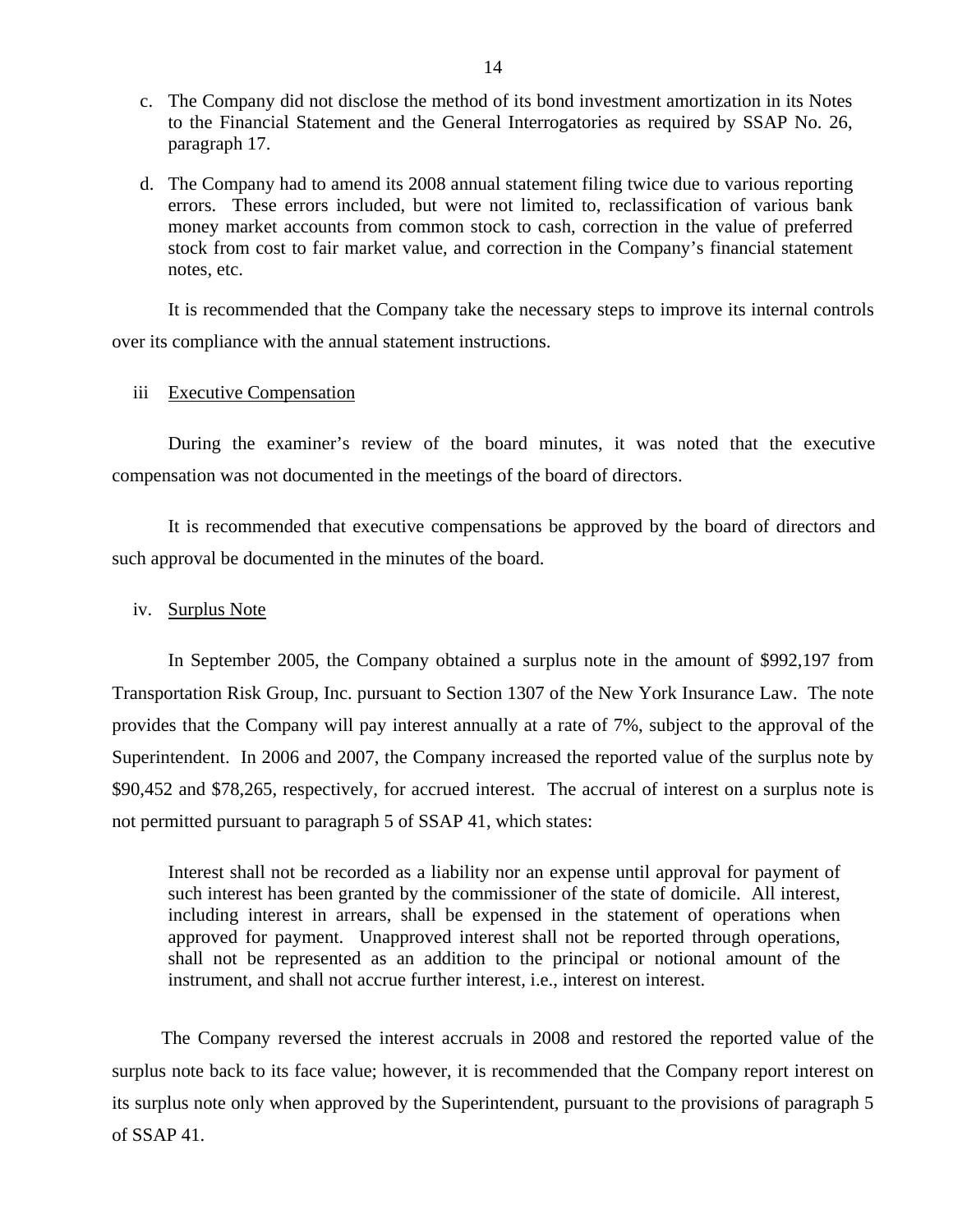c. The Company did not disclose the method of its bond investment amortization in its Notes to the Financial Statement and the General Interrogatories as required by SSAP No. 26, paragraph 17.

d. The Company had to amend its 2008 annual statement filing twice due to various reporting errors. These errors included, but were not limited to, reclassification of various bank money market accounts from common stock to cash, correction in the value of preferred stock from cost to fair market value, and correction in the Company's financial statement notes, etc.

It is recommended that the Company take the necessary steps to improve its internal controls over its compliance with the annual statement instructions.

iii Executive Compensation

During the examiner's review of the board minutes, it was noted that the executive compensation was not documented in the meetings of the board of directors.

It is recommended that executive compensations be approved by the board of directors and such approval be documented in the minutes of the board.

iv. Surplus Note

In September 2005, the Company obtained a surplus note in the amount of $992,197 from Transportation Risk Group, Inc. pursuant to Section 1307 of the New York Insurance Law. The note provides that the Company will pay interest annually at a rate of 7%, subject to the approval of the Superintendent. In 2006 and 2007, the Company increased the reported value of the surplus note by $90,452 and $78,265, respectively, for accrued interest. The accrual of interest on a surplus note is not permitted pursuant to paragraph 5 of SSAP 41, which states:

> Interest shall not be recorded as a liability nor an expense until approval for payment of such interest has been granted by the commissioner of the state of domicile. All interest, including interest in arrears, shall be expensed in the statement of operations when approved for payment. Unapproved interest shall not be reported through operations, shall not be represented as an addition to the principal or notional amount of the instrument, and shall not accrue further interest, i.e., interest on interest.

The Company reversed the interest accruals in 2008 and restored the reported value of the surplus note back to its face value; however, it is recommended that the Company report interest on its surplus note only when approved by the Superintendent, pursuant to the provisions of paragraph 5 of SSAP 41.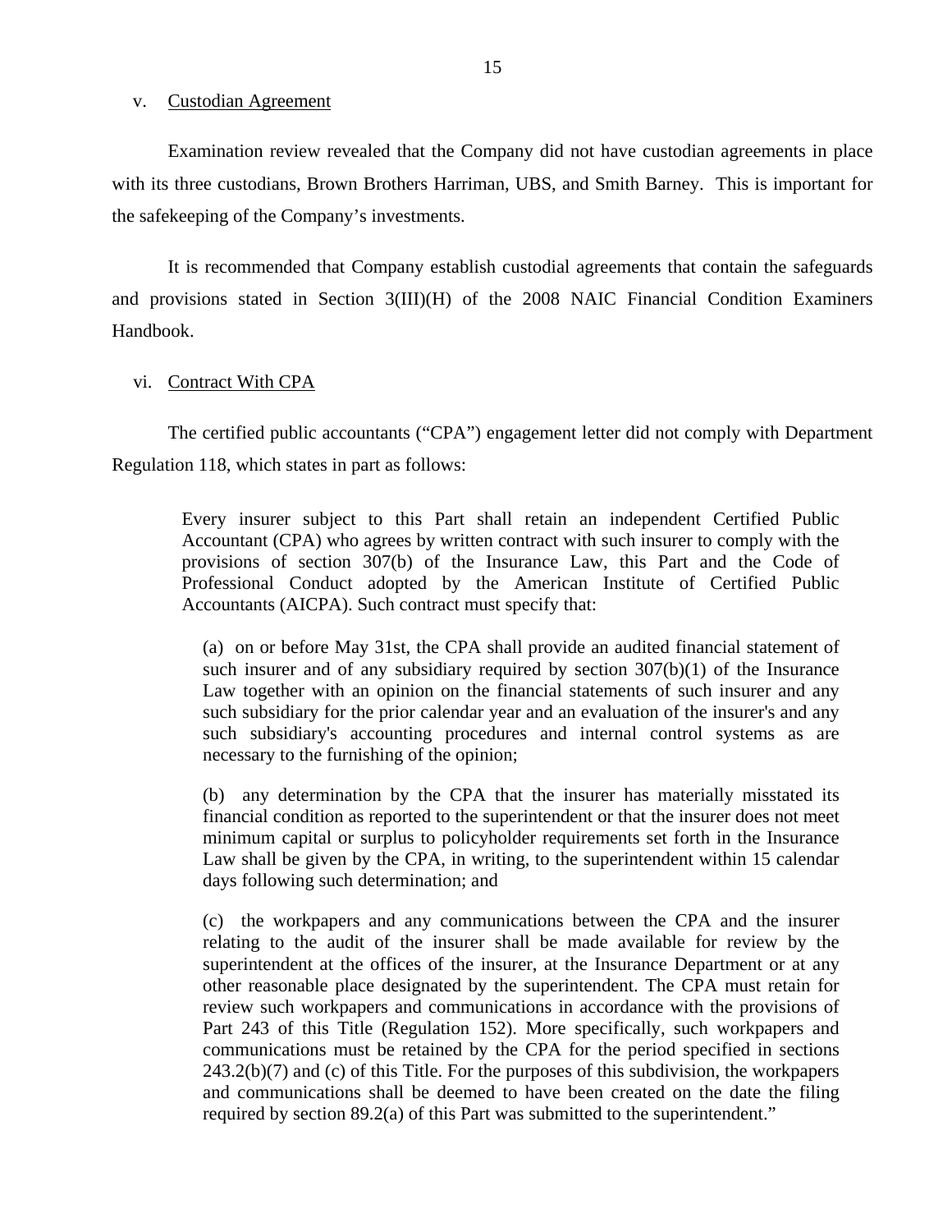v. Custodian Agreement

Examination review revealed that the Company did not have custodian agreements in place with its three custodians, Brown Brothers Harriman, UBS, and Smith Barney. This is important for the safekeeping of the Company's investments.

It is recommended that Company establish custodial agreements that contain the safeguards and provisions stated in Section 3(III)(H) of the 2008 NAIC Financial Condition Examiners Handbook.

vi. Contract With CPA

The certified public accountants ("CPA") engagement letter did not comply with Department Regulation 118, which states in part as follows:

> Every insurer subject to this Part shall retain an independent Certified Public Accountant (CPA) who agrees by written contract with such insurer to comply with the provisions of section 307(b) of the Insurance Law, this Part and the Code of Professional Conduct adopted by the American Institute of Certified Public Accountants (AICPA). Such contract must specify that:
>
> (a) on or before May 31st, the CPA shall provide an audited financial statement of such insurer and of any subsidiary required by section 307(b)(1) of the Insurance Law together with an opinion on the financial statements of such insurer and any such subsidiary for the prior calendar year and an evaluation of the insurer's and any such subsidiary's accounting procedures and internal control systems as are necessary to the furnishing of the opinion;
>
> (b) any determination by the CPA that the insurer has materially misstated its financial condition as reported to the superintendent or that the insurer does not meet minimum capital or surplus to policyholder requirements set forth in the Insurance Law shall be given by the CPA, in writing, to the superintendent within 15 calendar days following such determination; and
>
> (c) the workpapers and any communications between the CPA and the insurer relating to the audit of the insurer shall be made available for review by the superintendent at the offices of the insurer, at the Insurance Department or at any other reasonable place designated by the superintendent. The CPA must retain for review such workpapers and communications in accordance with the provisions of Part 243 of this Title (Regulation 152). More specifically, such workpapers and communications must be retained by the CPA for the period specified in sections 243.2(b)(7) and (c) of this Title. For the purposes of this subdivision, the workpapers and communications shall be deemed to have been created on the date the filing required by section 89.2(a) of this Part was submitted to the superintendent."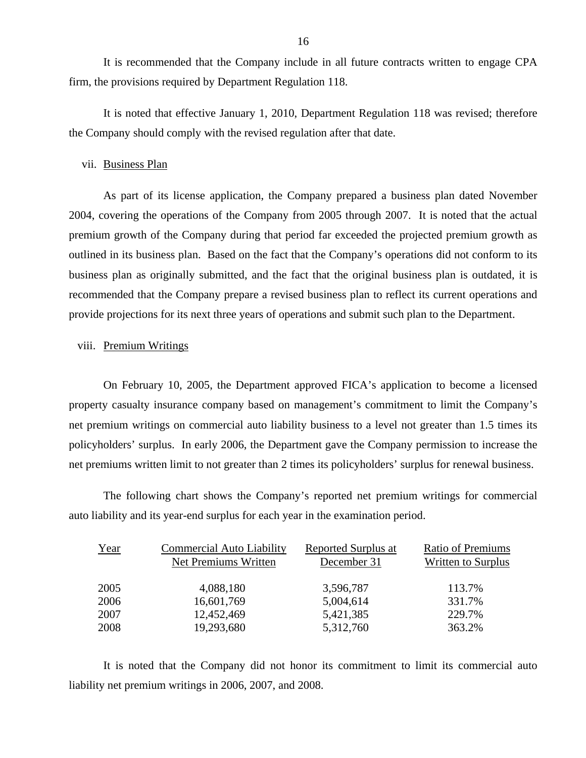It is recommended that the Company include in all future contracts written to engage CPA firm, the provisions required by Department Regulation 118.

It is noted that effective January 1, 2010, Department Regulation 118 was revised; therefore the Company should comply with the revised regulation after that date.

vii. Business Plan

As part of its license application, the Company prepared a business plan dated November 2004, covering the operations of the Company from 2005 through 2007. It is noted that the actual premium growth of the Company during that period far exceeded the projected premium growth as outlined in its business plan. Based on the fact that the Company's operations did not conform to its business plan as originally submitted, and the fact that the original business plan is outdated, it is recommended that the Company prepare a revised business plan to reflect its current operations and provide projections for its next three years of operations and submit such plan to the Department.

viii. Premium Writings

On February 10, 2005, the Department approved FICA's application to become a licensed property casualty insurance company based on management's commitment to limit the Company's net premium writings on commercial auto liability business to a level not greater than 1.5 times its policyholders' surplus. In early 2006, the Department gave the Company permission to increase the net premiums written limit to not greater than 2 times its policyholders' surplus for renewal business.

The following chart shows the Company's reported net premium writings for commercial auto liability and its year-end surplus for each year in the examination period.

| Year | Commercial Auto Liability Net Premiums Written | Reported Surplus at December 31 | Ratio of Premiums Written to Surplus |
|---|---|---|---|
| 2005 | 4,088,180 | 3,596,787 | 113.7% |
| 2006 | 16,601,769 | 5,004,614 | 331.7% |
| 2007 | 12,452,469 | 5,421,385 | 229.7% |
| 2008 | 19,293,680 | 5,312,760 | 363.2% |

It is noted that the Company did not honor its commitment to limit its commercial auto liability net premium writings in 2006, 2007, and 2008.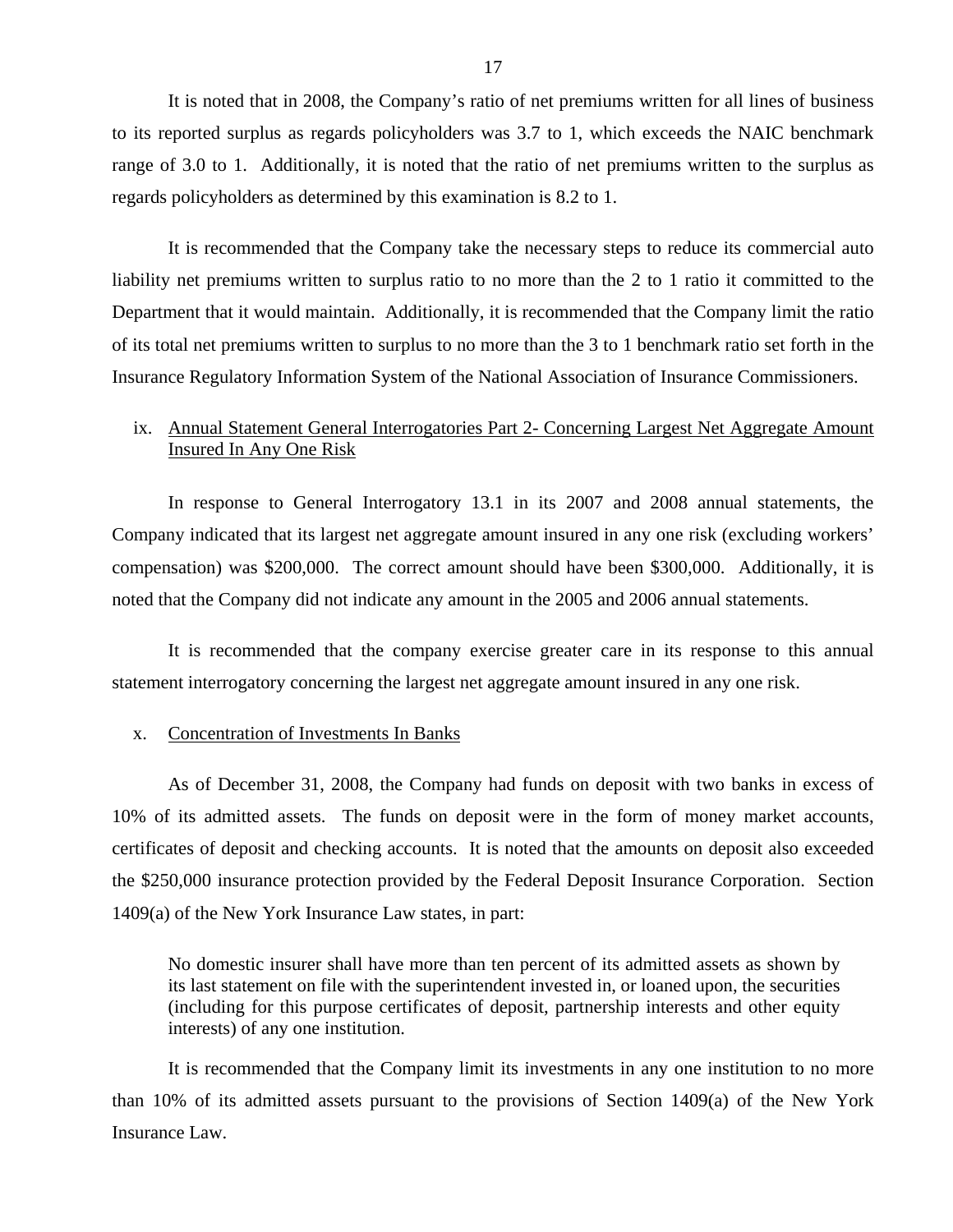It is noted that in 2008, the Company's ratio of net premiums written for all lines of business to its reported surplus as regards policyholders was 3.7 to 1, which exceeds the NAIC benchmark range of 3.0 to 1. Additionally, it is noted that the ratio of net premiums written to the surplus as regards policyholders as determined by this examination is 8.2 to 1.

It is recommended that the Company take the necessary steps to reduce its commercial auto liability net premiums written to surplus ratio to no more than the 2 to 1 ratio it committed to the Department that it would maintain. Additionally, it is recommended that the Company limit the ratio of its total net premiums written to surplus to no more than the 3 to 1 benchmark ratio set forth in the Insurance Regulatory Information System of the National Association of Insurance Commissioners.

ix. Annual Statement General Interrogatories Part 2- Concerning Largest Net Aggregate Amount Insured In Any One Risk

In response to General Interrogatory 13.1 in its 2007 and 2008 annual statements, the Company indicated that its largest net aggregate amount insured in any one risk (excluding workers' compensation) was $200,000. The correct amount should have been $300,000. Additionally, it is noted that the Company did not indicate any amount in the 2005 and 2006 annual statements.

It is recommended that the company exercise greater care in its response to this annual statement interrogatory concerning the largest net aggregate amount insured in any one risk.

x. Concentration of Investments In Banks

As of December 31, 2008, the Company had funds on deposit with two banks in excess of 10% of its admitted assets. The funds on deposit were in the form of money market accounts, certificates of deposit and checking accounts. It is noted that the amounts on deposit also exceeded the $250,000 insurance protection provided by the Federal Deposit Insurance Corporation. Section 1409(a) of the New York Insurance Law states, in part:

> No domestic insurer shall have more than ten percent of its admitted assets as shown by its last statement on file with the superintendent invested in, or loaned upon, the securities (including for this purpose certificates of deposit, partnership interests and other equity interests) of any one institution.

It is recommended that the Company limit its investments in any one institution to no more than 10% of its admitted assets pursuant to the provisions of Section 1409(a) of the New York Insurance Law.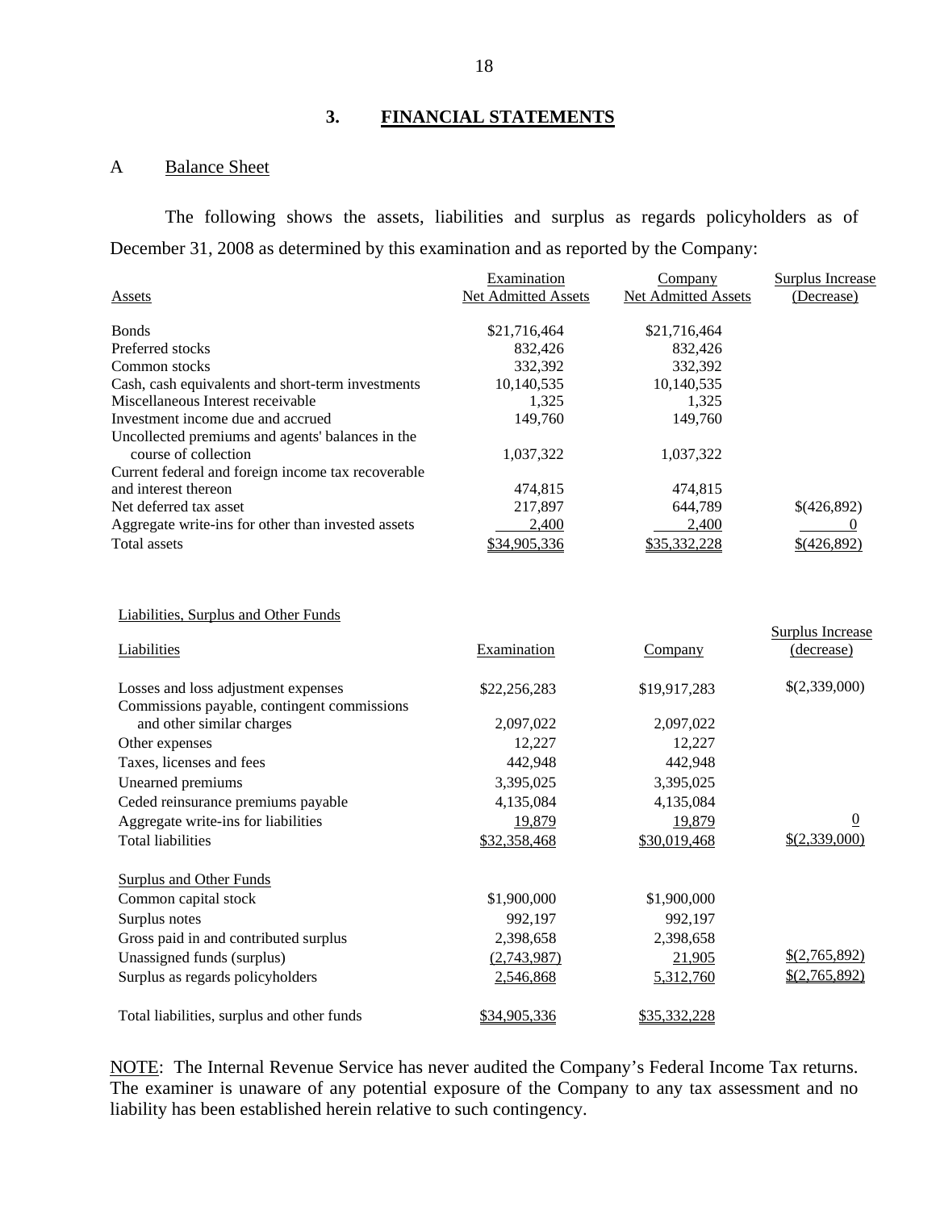## 3. FINANCIAL STATEMENTS

### A Balance Sheet

The following shows the assets, liabilities and surplus as regards policyholders as of December 31, 2008 as determined by this examination and as reported by the Company:

| Assets | Examination Net Admitted Assets | Company Net Admitted Assets | Surplus Increase (Decrease) |
|---|---|---|---|
| Bonds | $21,716,464 | $21,716,464 | |
| Preferred stocks | 832,426 | 832,426 | |
| Common stocks | 332,392 | 332,392 | |
| Cash, cash equivalents and short-term investments | 10,140,535 | 10,140,535 | |
| Miscellaneous Interest receivable | 1,325 | 1,325 | |
| Investment income due and accrued | 149,760 | 149,760 | |
| Uncollected premiums and agents' balances in the course of collection | 1,037,322 | 1,037,322 | |
| Current federal and foreign income tax recoverable and interest thereon | 474,815 | 474,815 | |
| Net deferred tax asset | 217,897 | 644,789 | $(426,892) |
| Aggregate write-ins for other than invested assets | 2,400 | 2,400 | 0 |
| Total assets | $34,905,336 | $35,332,228 | $(426,892) |

Liabilities, Surplus and Other Funds

| Liabilities | Examination | Company | Surplus Increase (decrease) |
|---|---|---|---|
| Losses and loss adjustment expenses | $22,256,283 | $19,917,283 | $(2,339,000) |
| Commissions payable, contingent commissions and other similar charges | 2,097,022 | 2,097,022 | |
| Other expenses | 12,227 | 12,227 | |
| Taxes, licenses and fees | 442,948 | 442,948 | |
| Unearned premiums | 3,395,025 | 3,395,025 | |
| Ceded reinsurance premiums payable | 4,135,084 | 4,135,084 | |
| Aggregate write-ins for liabilities | 19,879 | 19,879 | 0 |
| Total liabilities | $32,358,468 | $30,019,468 | $(2,339,000) |
| **Surplus and Other Funds** | | | |
| Common capital stock | $1,900,000 | $1,900,000 | |
| Surplus notes | 992,197 | 992,197 | |
| Gross paid in and contributed surplus | 2,398,658 | 2,398,658 | |
| Unassigned funds (surplus) | (2,743,987) | 21,905 | $(2,765,892) |
| Surplus as regards policyholders | 2,546,868 | 5,312,760 | $(2,765,892) |
| Total liabilities, surplus and other funds | $34,905,336 | $35,332,228 | |

NOTE: The Internal Revenue Service has never audited the Company's Federal Income Tax returns. The examiner is unaware of any potential exposure of the Company to any tax assessment and no liability has been established herein relative to such contingency.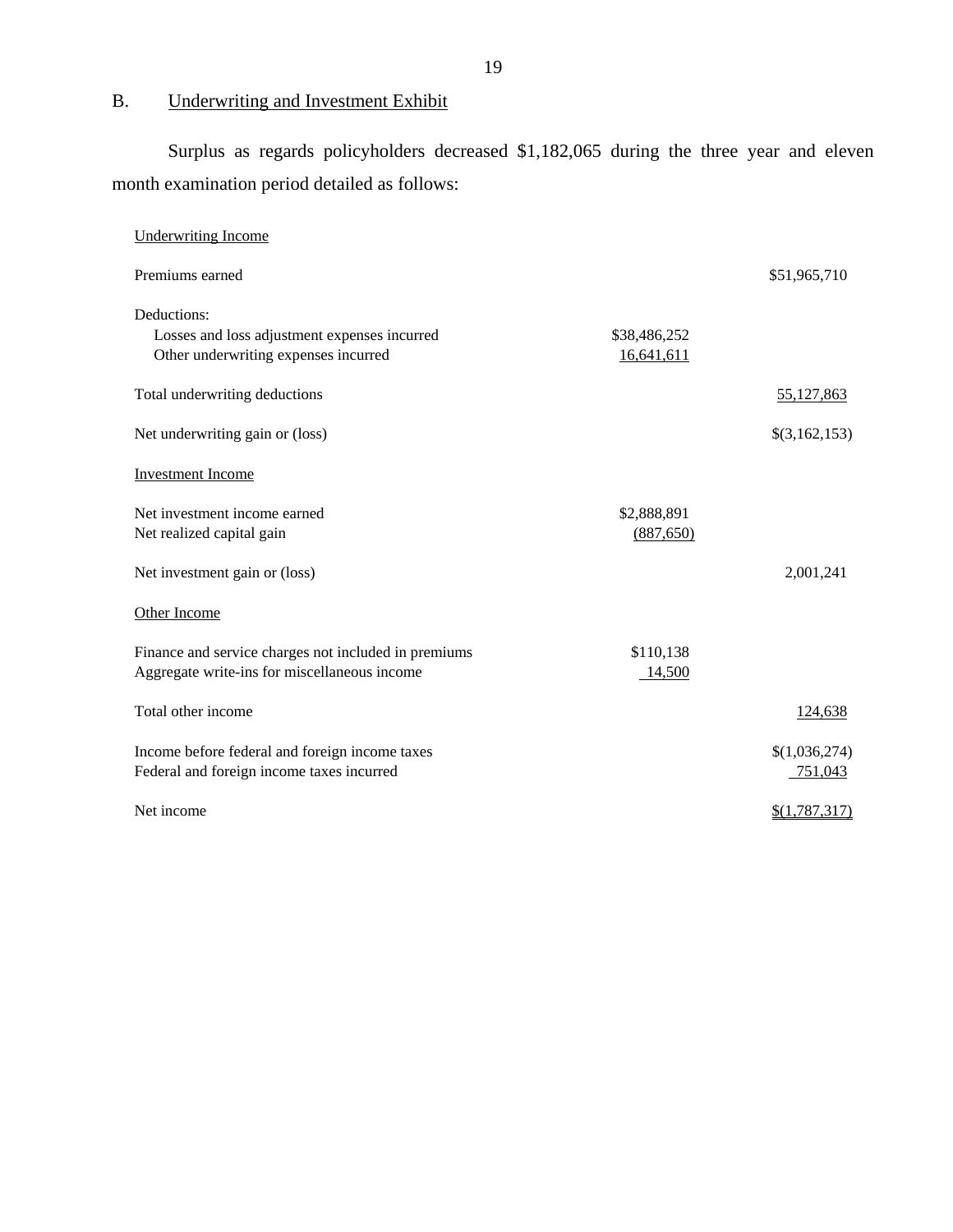## B. Underwriting and Investment Exhibit

Surplus as regards policyholders decreased $1,182,065 during the three year and eleven month examination period detailed as follows:

| | | |
|---|---|---|
| Underwriting Income | | |
| Premiums earned | | $51,965,710 |
| Deductions: | | |
| Losses and loss adjustment expenses incurred | $38,486,252 | |
| Other underwriting expenses incurred | 16,641,611 | |
| Total underwriting deductions | | 55,127,863 |
| Net underwriting gain or (loss) | | $(3,162,153) |
| Investment Income | | |
| Net investment income earned | $2,888,891 | |
| Net realized capital gain | (887,650) | |
| Net investment gain or (loss) | | 2,001,241 |
| Other Income | | |
| Finance and service charges not included in premiums | $110,138 | |
| Aggregate write-ins for miscellaneous income | 14,500 | |
| Total other income | | 124,638 |
| Income before federal and foreign income taxes | | $(1,036,274) |
| Federal and foreign income taxes incurred | | 751,043 |
| Net income | | $(1,787,317) |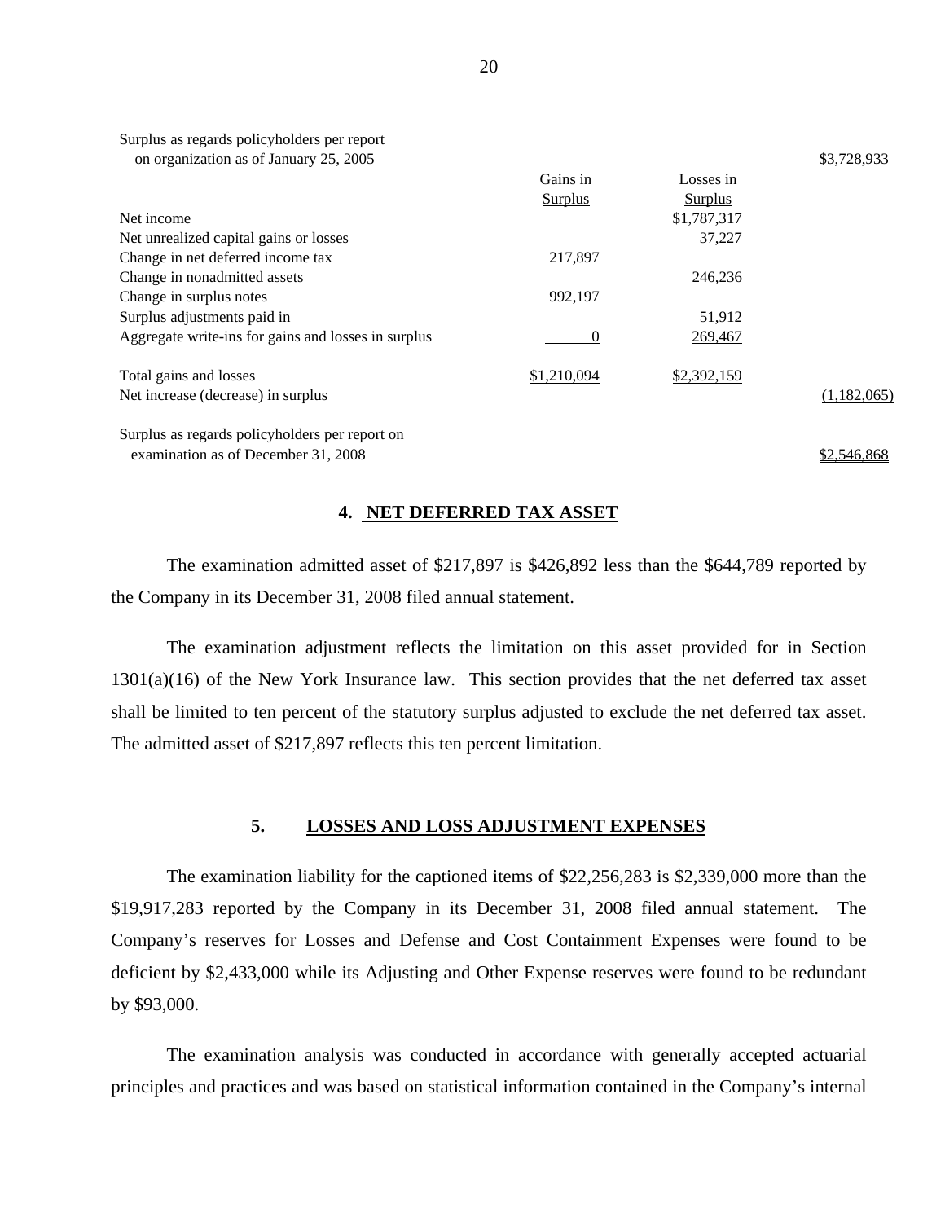| | Gains in Surplus | Losses in Surplus | |
|---|---|---|---|
| Surplus as regards policyholders per report on organization as of January 25, 2005 | | | $3,728,933 |
| Net income | | $1,787,317 | |
| Net unrealized capital gains or losses | | 37,227 | |
| Change in net deferred income tax | 217,897 | | |
| Change in nonadmitted assets | | 246,236 | |
| Change in surplus notes | 992,197 | | |
| Surplus adjustments paid in | | 51,912 | |
| Aggregate write-ins for gains and losses in surplus | 0 | 269,467 | |
| Total gains and losses | $1,210,094 | $2,392,159 | |
| Net increase (decrease) in surplus | | | (1,182,065) |
| Surplus as regards policyholders per report on examination as of December 31, 2008 | | | $2,546,868 |

## 4. NET DEFERRED TAX ASSET

The examination admitted asset of $217,897 is $426,892 less than the $644,789 reported by the Company in its December 31, 2008 filed annual statement.

The examination adjustment reflects the limitation on this asset provided for in Section 1301(a)(16) of the New York Insurance law. This section provides that the net deferred tax asset shall be limited to ten percent of the statutory surplus adjusted to exclude the net deferred tax asset. The admitted asset of $217,897 reflects this ten percent limitation.

## 5. LOSSES AND LOSS ADJUSTMENT EXPENSES

The examination liability for the captioned items of $22,256,283 is $2,339,000 more than the $19,917,283 reported by the Company in its December 31, 2008 filed annual statement. The Company's reserves for Losses and Defense and Cost Containment Expenses were found to be deficient by $2,433,000 while its Adjusting and Other Expense reserves were found to be redundant by $93,000.

The examination analysis was conducted in accordance with generally accepted actuarial principles and practices and was based on statistical information contained in the Company's internal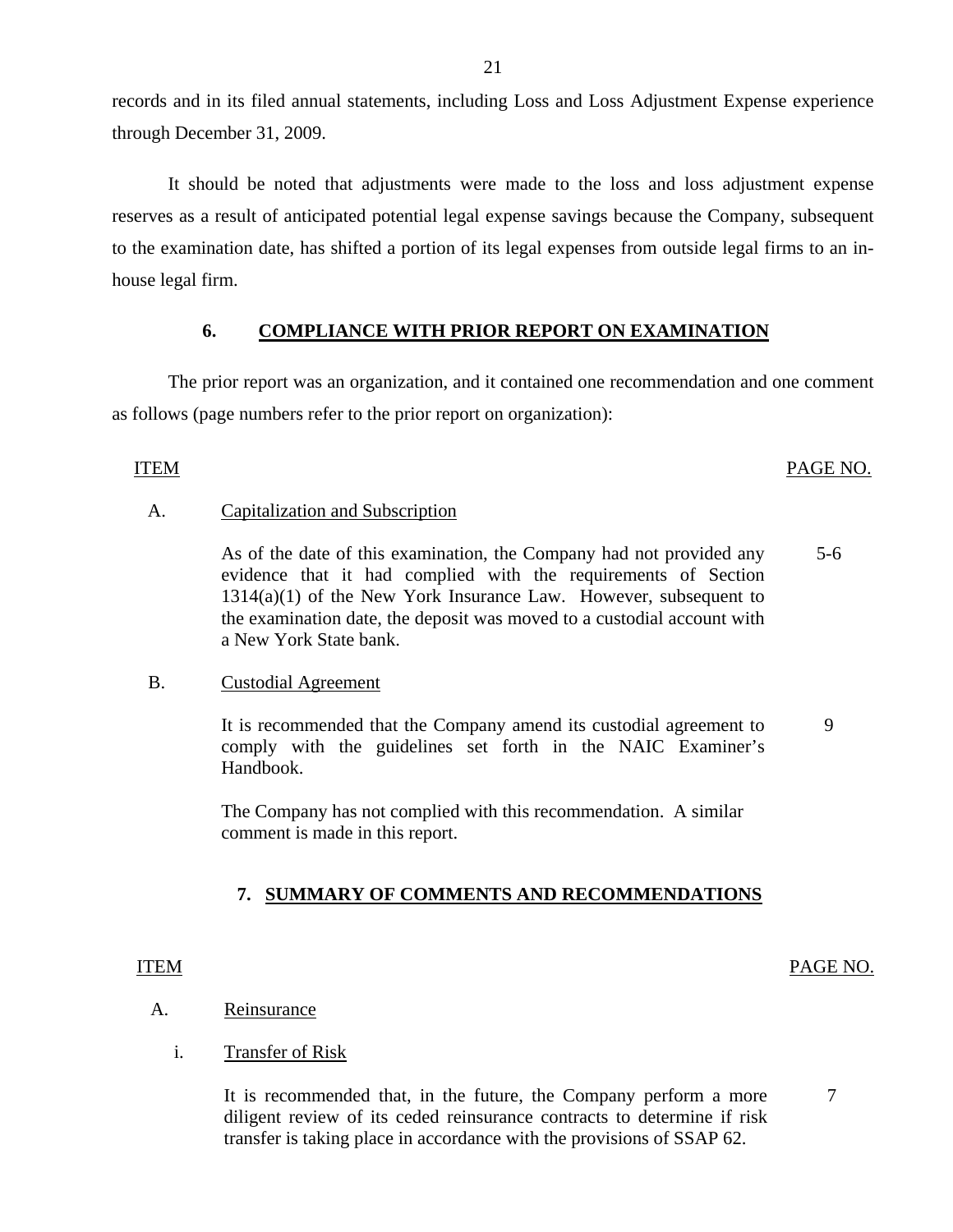records and in its filed annual statements, including Loss and Loss Adjustment Expense experience through December 31, 2009.

It should be noted that adjustments were made to the loss and loss adjustment expense reserves as a result of anticipated potential legal expense savings because the Company, subsequent to the examination date, has shifted a portion of its legal expenses from outside legal firms to an in-house legal firm.

## 6. COMPLIANCE WITH PRIOR REPORT ON EXAMINATION

The prior report was an organization, and it contained one recommendation and one comment as follows (page numbers refer to the prior report on organization):

| ITEM | | PAGE NO. |
|---|---|---|
| A. | Capitalization and Subscription | |
| | As of the date of this examination, the Company had not provided any evidence that it had complied with the requirements of Section 1314(a)(1) of the New York Insurance Law. However, subsequent to the examination date, the deposit was moved to a custodial account with a New York State bank. | 5-6 |
| B. | Custodial Agreement | |
| | It is recommended that the Company amend its custodial agreement to comply with the guidelines set forth in the NAIC Examiner's Handbook. | 9 |
| | The Company has not complied with this recommendation. A similar comment is made in this report. | |

## 7. SUMMARY OF COMMENTS AND RECOMMENDATIONS

| ITEM | | PAGE NO. |
|---|---|---|
| A. | Reinsurance | |
| i. | Transfer of Risk | |
| | It is recommended that, in the future, the Company perform a more diligent review of its ceded reinsurance contracts to determine if risk transfer is taking place in accordance with the provisions of SSAP 62. | 7 |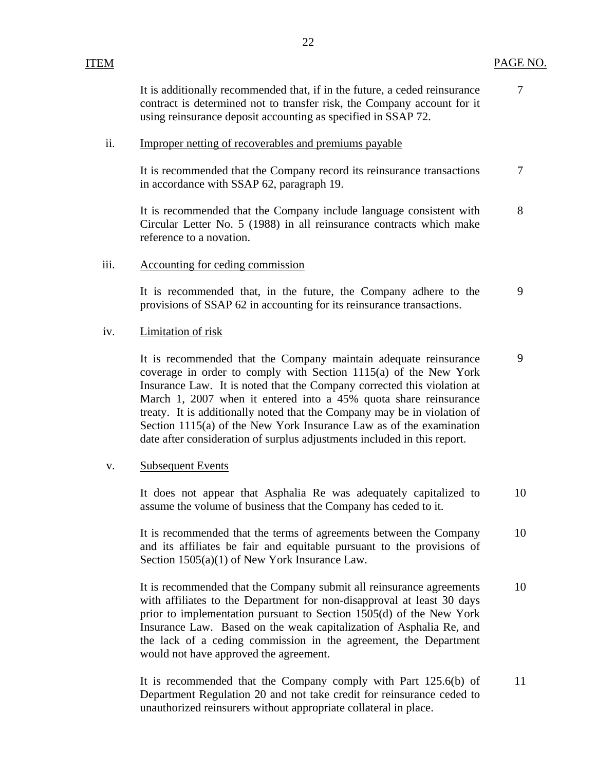| ITEM | | PAGE NO. |
|---|---|---|
| | It is additionally recommended that, if in the future, a ceded reinsurance contract is determined not to transfer risk, the Company account for it using reinsurance deposit accounting as specified in SSAP 72. | 7 |
| ii. | <u>Improper netting of recoverables and premiums payable</u> | |
| | It is recommended that the Company record its reinsurance transactions in accordance with SSAP 62, paragraph 19. | 7 |
| | It is recommended that the Company include language consistent with Circular Letter No. 5 (1988) in all reinsurance contracts which make reference to a novation. | 8 |
| iii. | <u>Accounting for ceding commission</u> | |
| | It is recommended that, in the future, the Company adhere to the provisions of SSAP 62 in accounting for its reinsurance transactions. | 9 |
| iv. | <u>Limitation of risk</u> | |
| | It is recommended that the Company maintain adequate reinsurance coverage in order to comply with Section 1115(a) of the New York Insurance Law. It is noted that the Company corrected this violation at March 1, 2007 when it entered into a 45% quota share reinsurance treaty. It is additionally noted that the Company may be in violation of Section 1115(a) of the New York Insurance Law as of the examination date after consideration of surplus adjustments included in this report. | 9 |
| v. | <u>Subsequent Events</u> | |
| | It does not appear that Asphalia Re was adequately capitalized to assume the volume of business that the Company has ceded to it. | 10 |
| | It is recommended that the terms of agreements between the Company and its affiliates be fair and equitable pursuant to the provisions of Section 1505(a)(1) of New York Insurance Law. | 10 |
| | It is recommended that the Company submit all reinsurance agreements with affiliates to the Department for non-disapproval at least 30 days prior to implementation pursuant to Section 1505(d) of the New York Insurance Law. Based on the weak capitalization of Asphalia Re, and the lack of a ceding commission in the agreement, the Department would not have approved the agreement. | 10 |
| | It is recommended that the Company comply with Part 125.6(b) of Department Regulation 20 and not take credit for reinsurance ceded to unauthorized reinsurers without appropriate collateral in place. | 11 |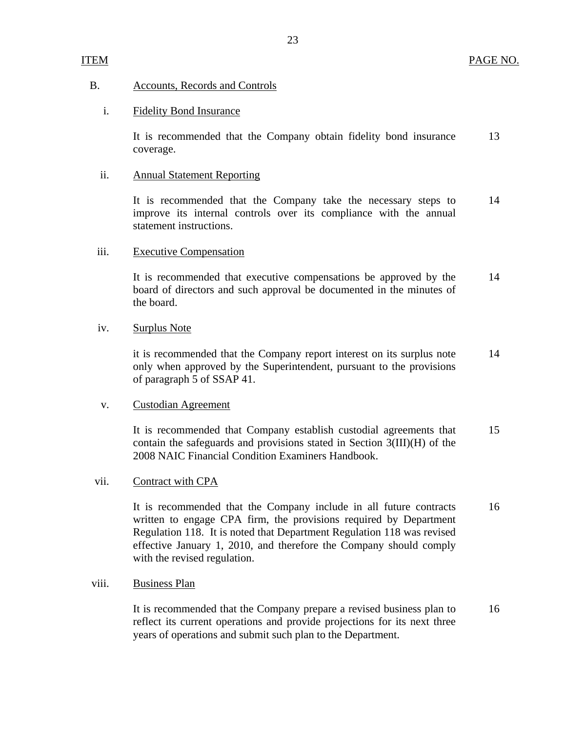| ITEM | | PAGE NO. |
|---|---|---|
| B. | Accounts, Records and Controls | |
| i. | Fidelity Bond Insurance | |
| | It is recommended that the Company obtain fidelity bond insurance coverage. | 13 |
| ii. | Annual Statement Reporting | |
| | It is recommended that the Company take the necessary steps to improve its internal controls over its compliance with the annual statement instructions. | 14 |
| iii. | Executive Compensation | |
| | It is recommended that executive compensations be approved by the board of directors and such approval be documented in the minutes of the board. | 14 |
| iv. | Surplus Note | |
| | it is recommended that the Company report interest on its surplus note only when approved by the Superintendent, pursuant to the provisions of paragraph 5 of SSAP 41. | 14 |
| v. | Custodian Agreement | |
| | It is recommended that Company establish custodial agreements that contain the safeguards and provisions stated in Section 3(III)(H) of the 2008 NAIC Financial Condition Examiners Handbook. | 15 |
| vii. | Contract with CPA | |
| | It is recommended that the Company include in all future contracts written to engage CPA firm, the provisions required by Department Regulation 118. It is noted that Department Regulation 118 was revised effective January 1, 2010, and therefore the Company should comply with the revised regulation. | 16 |
| viii. | Business Plan | |
| | It is recommended that the Company prepare a revised business plan to reflect its current operations and provide projections for its next three years of operations and submit such plan to the Department. | 16 |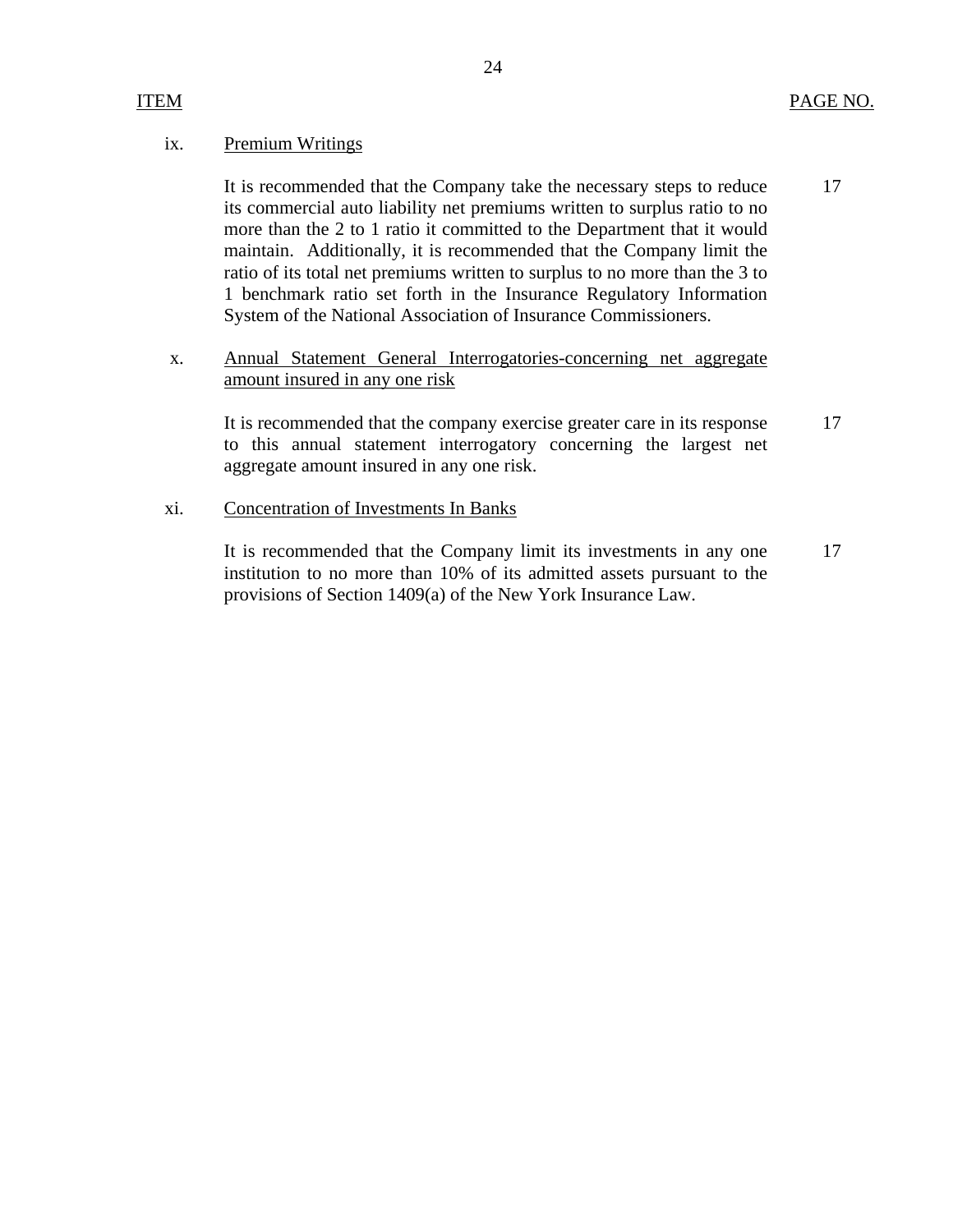| ITEM | | PAGE NO. |
|---|---|---|
| ix. | Premium Writings | |
| | It is recommended that the Company take the necessary steps to reduce its commercial auto liability net premiums written to surplus ratio to no more than the 2 to 1 ratio it committed to the Department that it would maintain. Additionally, it is recommended that the Company limit the ratio of its total net premiums written to surplus to no more than the 3 to 1 benchmark ratio set forth in the Insurance Regulatory Information System of the National Association of Insurance Commissioners. | 17 |
| x. | Annual Statement General Interrogatories-concerning net aggregate amount insured in any one risk | |
| | It is recommended that the company exercise greater care in its response to this annual statement interrogatory concerning the largest net aggregate amount insured in any one risk. | 17 |
| xi. | Concentration of Investments In Banks | |
| | It is recommended that the Company limit its investments in any one institution to no more than 10% of its admitted assets pursuant to the provisions of Section 1409(a) of the New York Insurance Law. | 17 |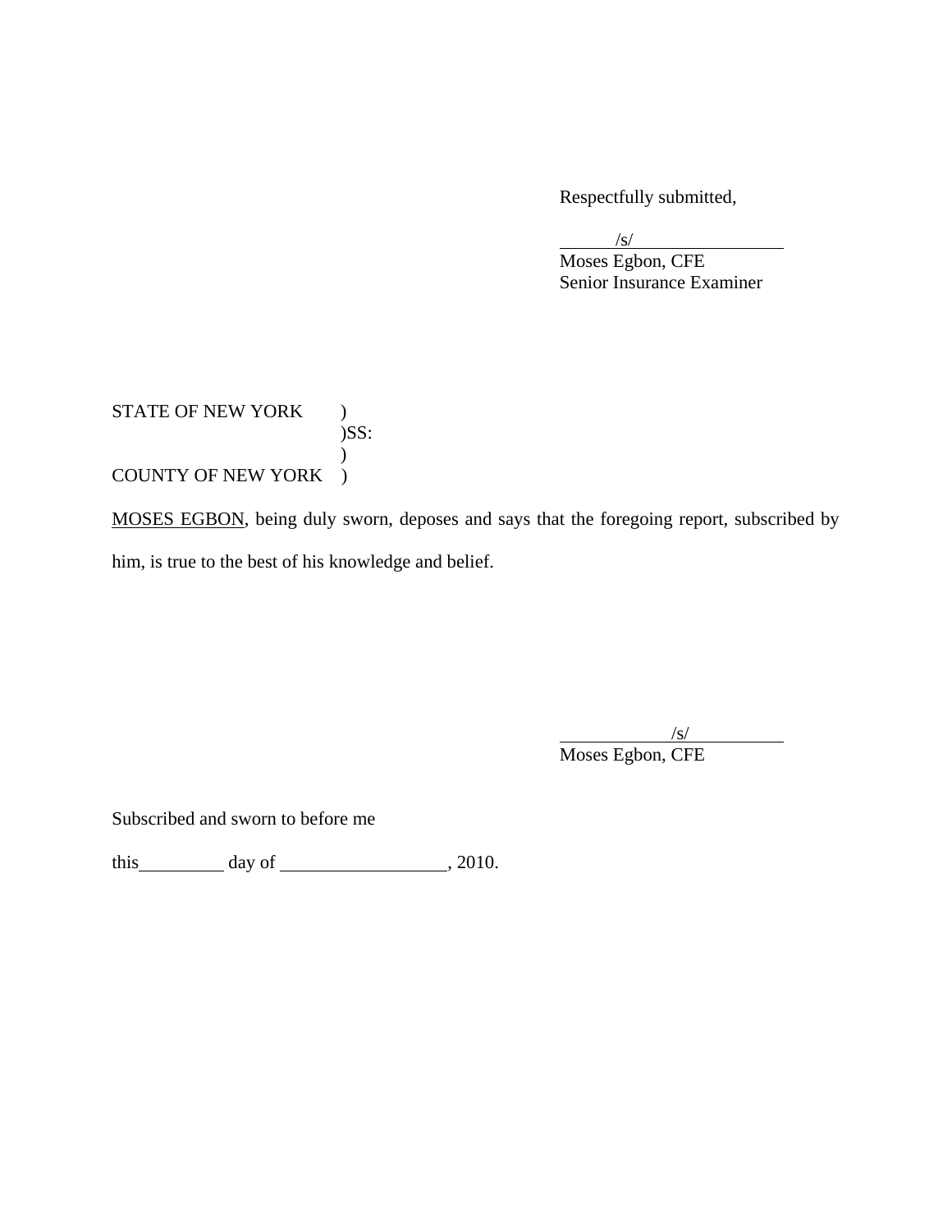Respectfully submitted,

/s/

Moses Egbon, CFE
Senior Insurance Examiner

STATE OF NEW YORK )
)SS:
)
COUNTY OF NEW YORK )

MOSES EGBON, being duly sworn, deposes and says that the foregoing report, subscribed by him, is true to the best of his knowledge and belief.

/s/

Moses Egbon, CFE

Subscribed and sworn to before me

this__________ day of __________________, 2010.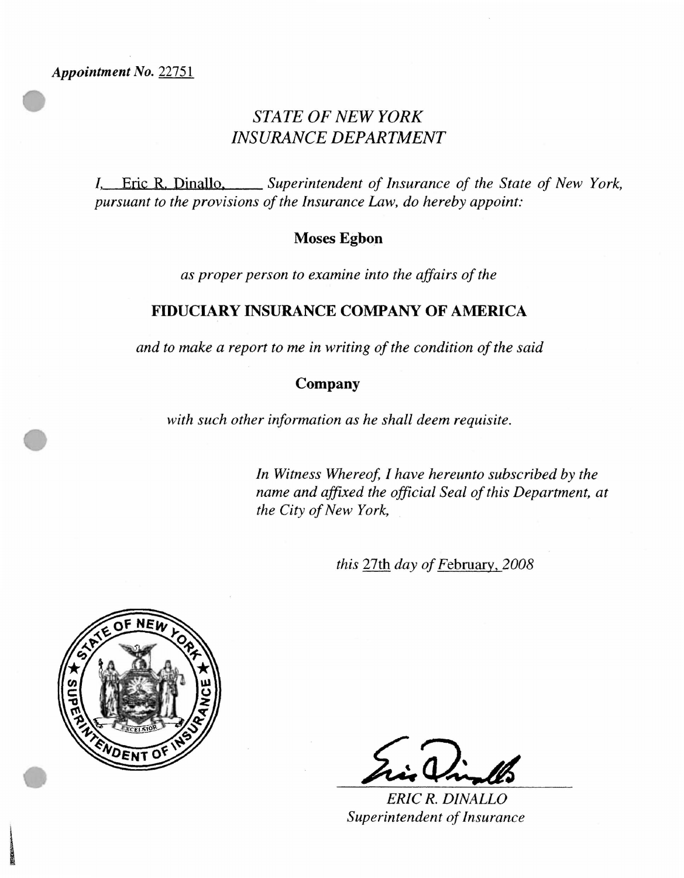*Appointment No.* 22751

## *STATE OF NEW YORK*
## *INSURANCE DEPARTMENT*

*I,* Eric R. Dinallo, *Superintendent of Insurance of the State of New York, pursuant to the provisions of the Insurance Law, do hereby appoint:*

**Moses Egbon**

*as proper person to examine into the affairs of the*

**FIDUCIARY INSURANCE COMPANY OF AMERICA**

*and to make a report to me in writing of the condition of the said*

**Company**

*with such other information as he shall deem requisite.*

*In Witness Whereof, I have hereunto subscribed by the name and affixed the official Seal of this Department, at the City of New York,*

*this* 27th *day of* February, *2008*

*ERIC R. DINALLO*
*Superintendent of Insurance*